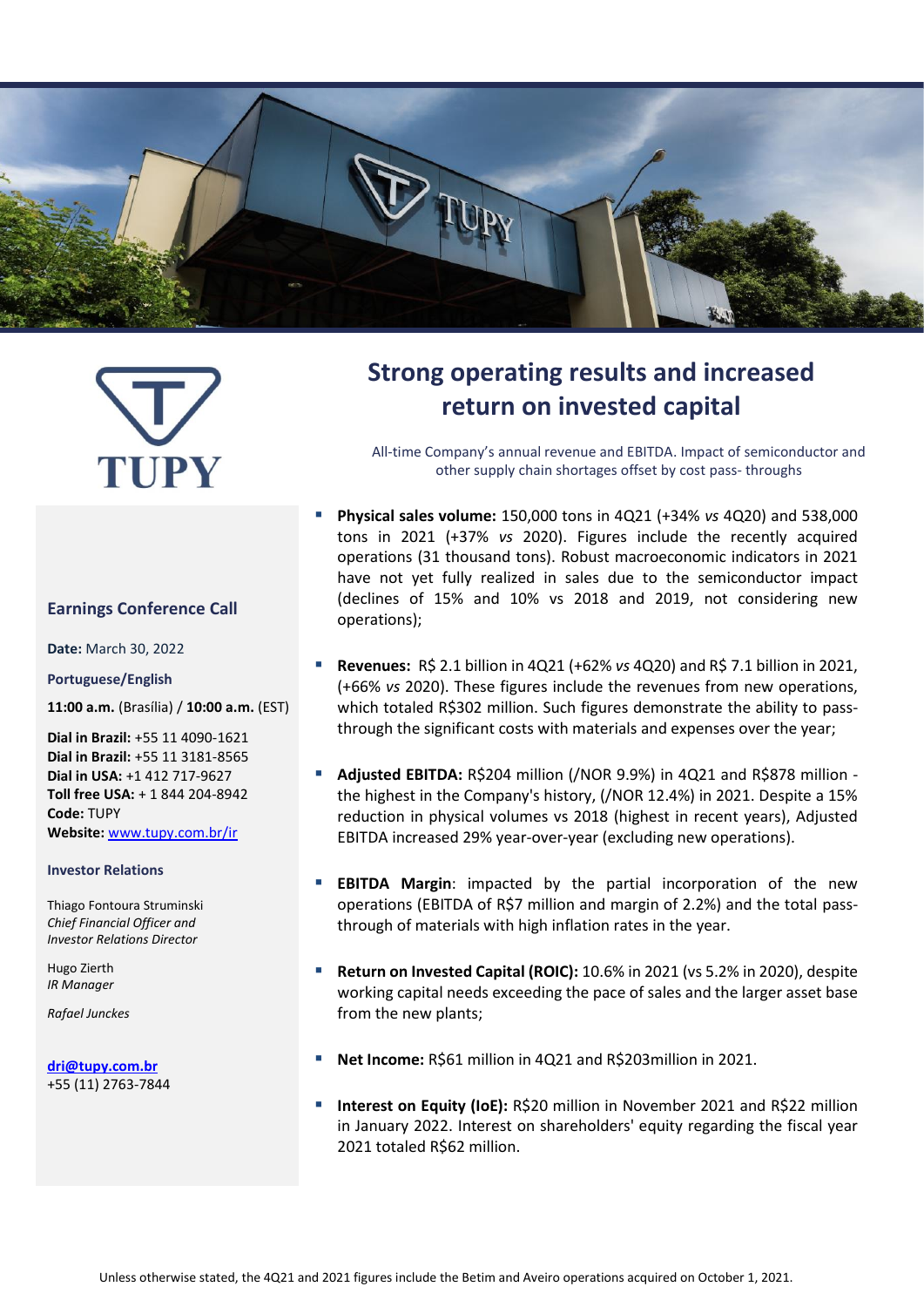# Strong operating results and increased return on invested capital

All-time Company's annual revenue and EBITDA. Impact of semiconductor and other supply chain shortages offset by cost pass- throughs

- **Physical sales volume:** 150,000 tons in 4Q21 (+34% *vs* 4Q20) and 538,000 tons in 2021 (+37% *vs* 2020). Figures include the recently acquired operations (31 thousand tons). Robust macroeconomic indicators in 2021 have not yet fully realized in sales due to the semiconductor impact (declines of 15% and 10% vs 2018 and 2019, not considering new operations);

- **Revenues:** R$ 2.1 billion in 4Q21 (+62% *vs* 4Q20) and R$ 7.1 billion in 2021, (+66% *vs* 2020). These figures include the revenues from new operations, which totaled R$302 million. Such figures demonstrate the ability to pass-through the significant costs with materials and expenses over the year;

- **Adjusted EBITDA:** R$204 million (/NOR 9.9%) in 4Q21 and R$878 million - the highest in the Company's history, (/NOR 12.4%) in 2021. Despite a 15% reduction in physical volumes vs 2018 (highest in recent years), Adjusted EBITDA increased 29% year-over-year (excluding new operations).

- **EBITDA Margin**: impacted by the partial incorporation of the new operations (EBITDA of R$7 million and margin of 2.2%) and the total pass-through of materials with high inflation rates in the year.

- **Return on Invested Capital (ROIC):** 10.6% in 2021 (vs 5.2% in 2020), despite working capital needs exceeding the pace of sales and the larger asset base from the new plants;

- **Net Income:** R$61 million in 4Q21 and R$203million in 2021.

- **Interest on Equity (IoE):** R$20 million in November 2021 and R$22 million in January 2022. Interest on shareholders' equity regarding the fiscal year 2021 totaled R$62 million.

## Earnings Conference Call

**Date:** March 30, 2022

**Portuguese/English**

**11:00 a.m.** (Brasília) / **10:00 a.m.** (EST)

**Dial in Brazil:** +55 11 4090-1621
**Dial in Brazil:** +55 11 3181-8565
**Dial in USA:** +1 412 717-9627
**Toll free USA:** + 1 844 204-8942
**Code:** TUPY
**Website:** www.tupy.com.br/ir

### Investor Relations

Thiago Fontoura Struminski
*Chief Financial Officer and Investor Relations Director*

Hugo Zierth
*IR Manager*

*Rafael Junckes*

**dri@tupy.com.br**
+55 (11) 2763-7844

Unless otherwise stated, the 4Q21 and 2021 figures include the Betim and Aveiro operations acquired on October 1, 2021.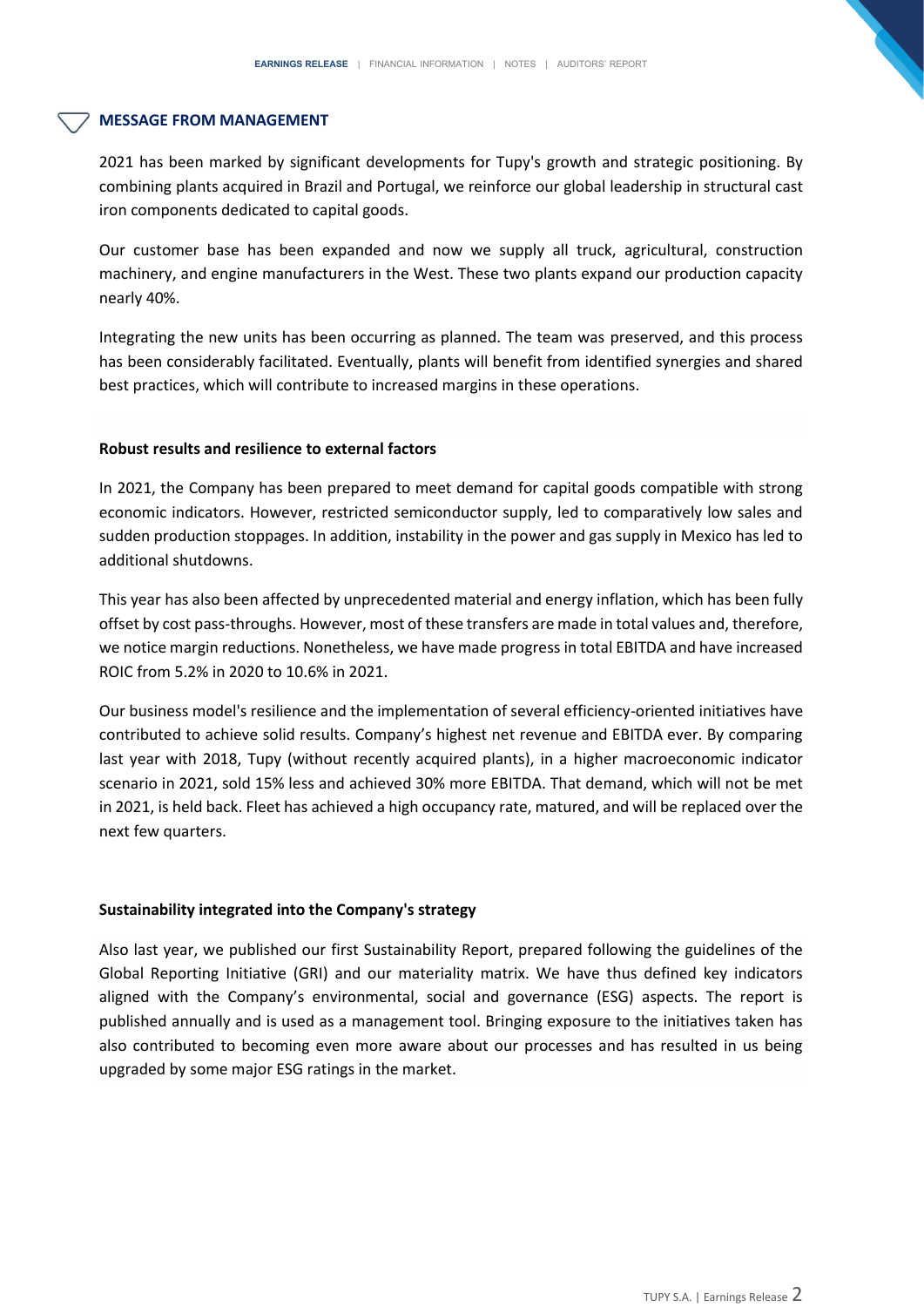## MESSAGE FROM MANAGEMENT

2021 has been marked by significant developments for Tupy's growth and strategic positioning. By combining plants acquired in Brazil and Portugal, we reinforce our global leadership in structural cast iron components dedicated to capital goods.

Our customer base has been expanded and now we supply all truck, agricultural, construction machinery, and engine manufacturers in the West. These two plants expand our production capacity nearly 40%.

Integrating the new units has been occurring as planned. The team was preserved, and this process has been considerably facilitated. Eventually, plants will benefit from identified synergies and shared best practices, which will contribute to increased margins in these operations.

**Robust results and resilience to external factors**

In 2021, the Company has been prepared to meet demand for capital goods compatible with strong economic indicators. However, restricted semiconductor supply, led to comparatively low sales and sudden production stoppages. In addition, instability in the power and gas supply in Mexico has led to additional shutdowns.

This year has also been affected by unprecedented material and energy inflation, which has been fully offset by cost pass-throughs. However, most of these transfers are made in total values and, therefore, we notice margin reductions. Nonetheless, we have made progress in total EBITDA and have increased ROIC from 5.2% in 2020 to 10.6% in 2021.

Our business model's resilience and the implementation of several efficiency-oriented initiatives have contributed to achieve solid results. Company's highest net revenue and EBITDA ever. By comparing last year with 2018, Tupy (without recently acquired plants), in a higher macroeconomic indicator scenario in 2021, sold 15% less and achieved 30% more EBITDA. That demand, which will not be met in 2021, is held back. Fleet has achieved a high occupancy rate, matured, and will be replaced over the next few quarters.

**Sustainability integrated into the Company's strategy**

Also last year, we published our first Sustainability Report, prepared following the guidelines of the Global Reporting Initiative (GRI) and our materiality matrix. We have thus defined key indicators aligned with the Company's environmental, social and governance (ESG) aspects. The report is published annually and is used as a management tool. Bringing exposure to the initiatives taken has also contributed to becoming even more aware about our processes and has resulted in us being upgraded by some major ESG ratings in the market.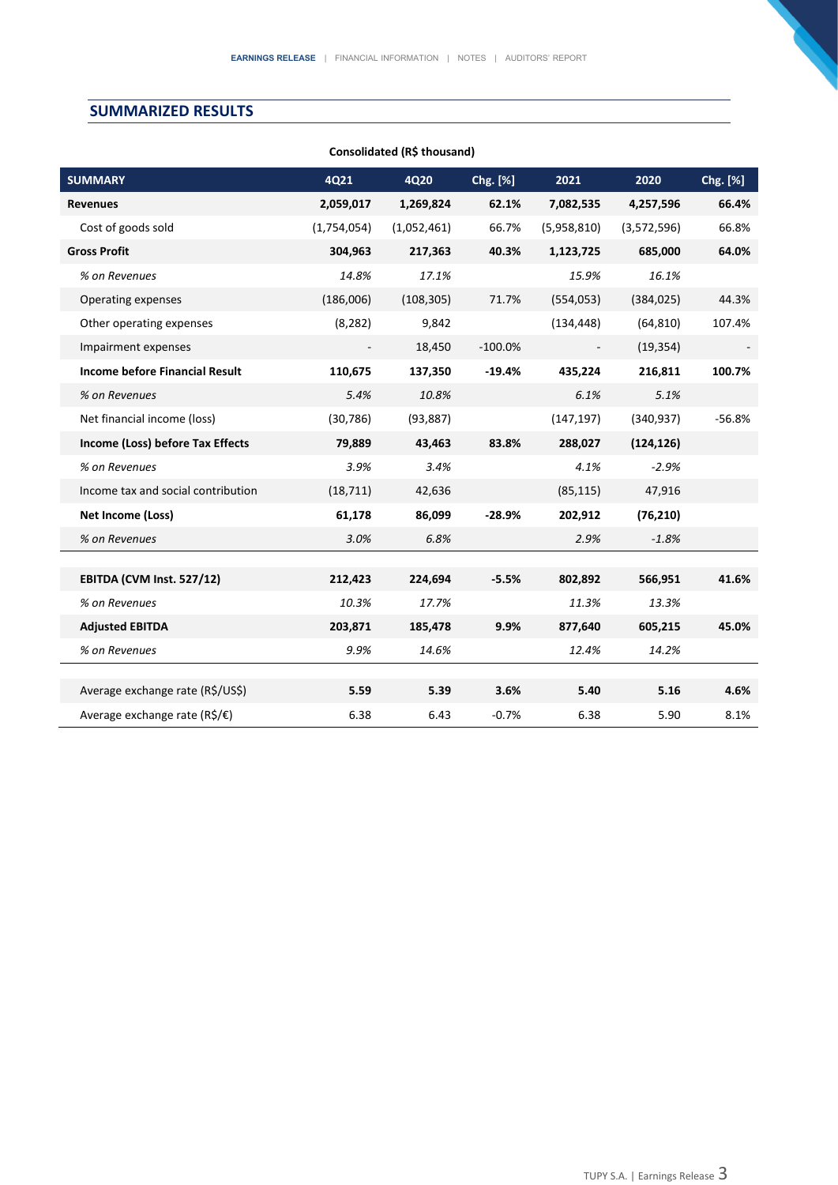## SUMMARIZED RESULTS

Consolidated (R$ thousand)

| SUMMARY | 4Q21 | 4Q20 | Chg. [%] | 2021 | 2020 | Chg. [%] |
|---|---|---|---|---|---|---|
| **Revenues** | **2,059,017** | **1,269,824** | **62.1%** | **7,082,535** | **4,257,596** | **66.4%** |
| Cost of goods sold | (1,754,054) | (1,052,461) | 66.7% | (5,958,810) | (3,572,596) | 66.8% |
| **Gross Profit** | **304,963** | **217,363** | **40.3%** | **1,123,725** | **685,000** | **64.0%** |
| *% on Revenues* | *14.8%* | *17.1%* | | *15.9%* | *16.1%* | |
| Operating expenses | (186,006) | (108,305) | 71.7% | (554,053) | (384,025) | 44.3% |
| Other operating expenses | (8,282) | 9,842 | | (134,448) | (64,810) | 107.4% |
| Impairment expenses | - | 18,450 | -100.0% | - | (19,354) | - |
| **Income before Financial Result** | **110,675** | **137,350** | **-19.4%** | **435,224** | **216,811** | **100.7%** |
| *% on Revenues* | *5.4%* | *10.8%* | | *6.1%* | *5.1%* | |
| Net financial income (loss) | (30,786) | (93,887) | | (147,197) | (340,937) | -56.8% |
| **Income (Loss) before Tax Effects** | **79,889** | **43,463** | **83.8%** | **288,027** | **(124,126)** | |
| *% on Revenues* | *3.9%* | *3.4%* | | *4.1%* | *-2.9%* | |
| Income tax and social contribution | (18,711) | 42,636 | | (85,115) | 47,916 | |
| **Net Income (Loss)** | **61,178** | **86,099** | **-28.9%** | **202,912** | **(76,210)** | |
| *% on Revenues* | *3.0%* | *6.8%* | | *2.9%* | *-1.8%* | |
| **EBITDA (CVM Inst. 527/12)** | **212,423** | **224,694** | **-5.5%** | **802,892** | **566,951** | **41.6%** |
| *% on Revenues* | *10.3%* | *17.7%* | | *11.3%* | *13.3%* | |
| **Adjusted EBITDA** | **203,871** | **185,478** | **9.9%** | **877,640** | **605,215** | **45.0%** |
| *% on Revenues* | *9.9%* | *14.6%* | | *12.4%* | *14.2%* | |
| Average exchange rate (R$/US$) | **5.59** | **5.39** | **3.6%** | **5.40** | **5.16** | **4.6%** |
| Average exchange rate (R$/€) | 6.38 | 6.43 | -0.7% | 6.38 | 5.90 | 8.1% |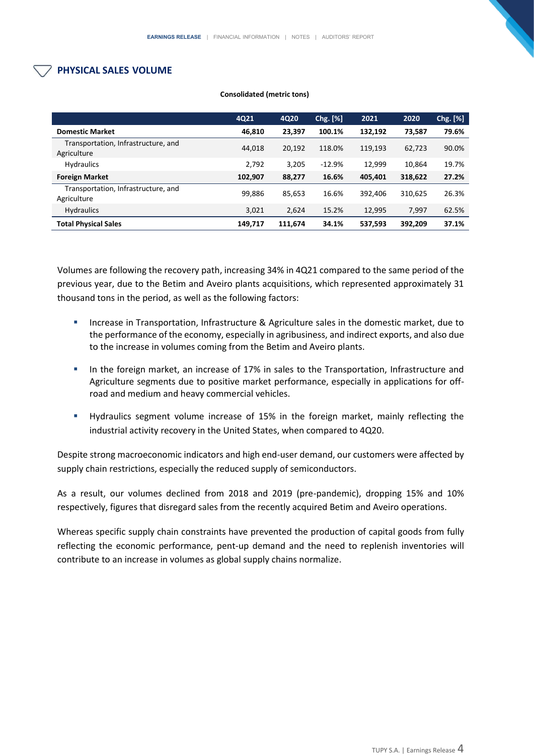## PHYSICAL SALES VOLUME

**Consolidated (metric tons)**

| | 4Q21 | 4Q20 | Chg. [%] | 2021 | 2020 | Chg. [%] |
|---|---|---|---|---|---|---|
| **Domestic Market** | **46,810** | **23,397** | **100.1%** | **132,192** | **73,587** | **79.6%** |
| Transportation, Infrastructure, and Agriculture | 44,018 | 20,192 | 118.0% | 119,193 | 62,723 | 90.0% |
| Hydraulics | 2,792 | 3,205 | -12.9% | 12,999 | 10,864 | 19.7% |
| **Foreign Market** | **102,907** | **88,277** | **16.6%** | **405,401** | **318,622** | **27.2%** |
| Transportation, Infrastructure, and Agriculture | 99,886 | 85,653 | 16.6% | 392,406 | 310,625 | 26.3% |
| Hydraulics | 3,021 | 2,624 | 15.2% | 12,995 | 7,997 | 62.5% |
| **Total Physical Sales** | **149,717** | **111,674** | **34.1%** | **537,593** | **392,209** | **37.1%** |

Volumes are following the recovery path, increasing 34% in 4Q21 compared to the same period of the previous year, due to the Betim and Aveiro plants acquisitions, which represented approximately 31 thousand tons in the period, as well as the following factors:

- Increase in Transportation, Infrastructure & Agriculture sales in the domestic market, due to the performance of the economy, especially in agribusiness, and indirect exports, and also due to the increase in volumes coming from the Betim and Aveiro plants.
- In the foreign market, an increase of 17% in sales to the Transportation, Infrastructure and Agriculture segments due to positive market performance, especially in applications for off-road and medium and heavy commercial vehicles.
- Hydraulics segment volume increase of 15% in the foreign market, mainly reflecting the industrial activity recovery in the United States, when compared to 4Q20.

Despite strong macroeconomic indicators and high end-user demand, our customers were affected by supply chain restrictions, especially the reduced supply of semiconductors.

As a result, our volumes declined from 2018 and 2019 (pre-pandemic), dropping 15% and 10% respectively, figures that disregard sales from the recently acquired Betim and Aveiro operations.

Whereas specific supply chain constraints have prevented the production of capital goods from fully reflecting the economic performance, pent-up demand and the need to replenish inventories will contribute to an increase in volumes as global supply chains normalize.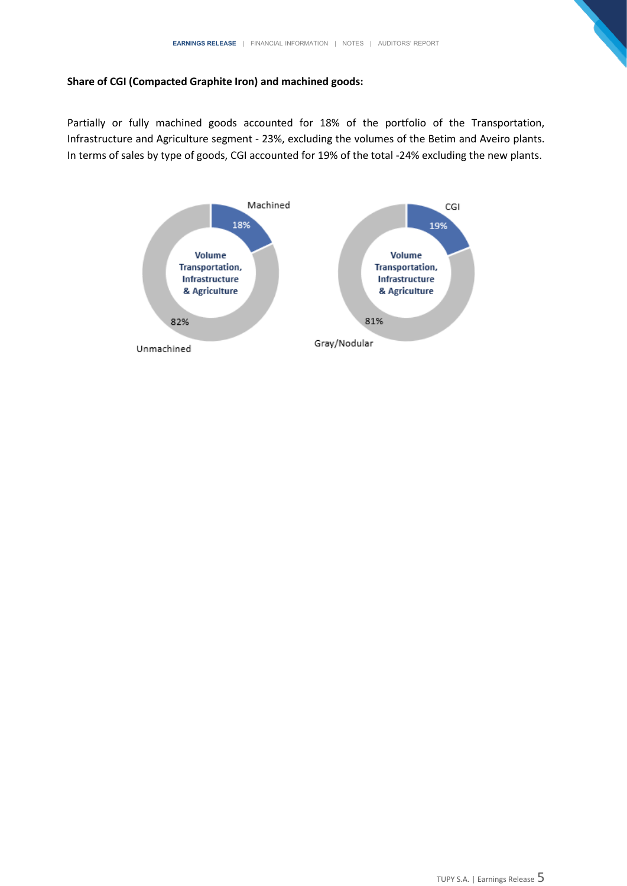**Share of CGI (Compacted Graphite Iron) and machined goods:**

Partially or fully machined goods accounted for 18% of the portfolio of the Transportation, Infrastructure and Agriculture segment - 23%, excluding the volumes of the Betim and Aveiro plants. In terms of sales by type of goods, CGI accounted for 19% of the total -24% excluding the new plants.

Machined 18%
Volume Transportation, Infrastructure & Agriculture
Unmachined 82%

CGI 19%
Volume Transportation, Infrastructure & Agriculture
Gray/Nodular 81%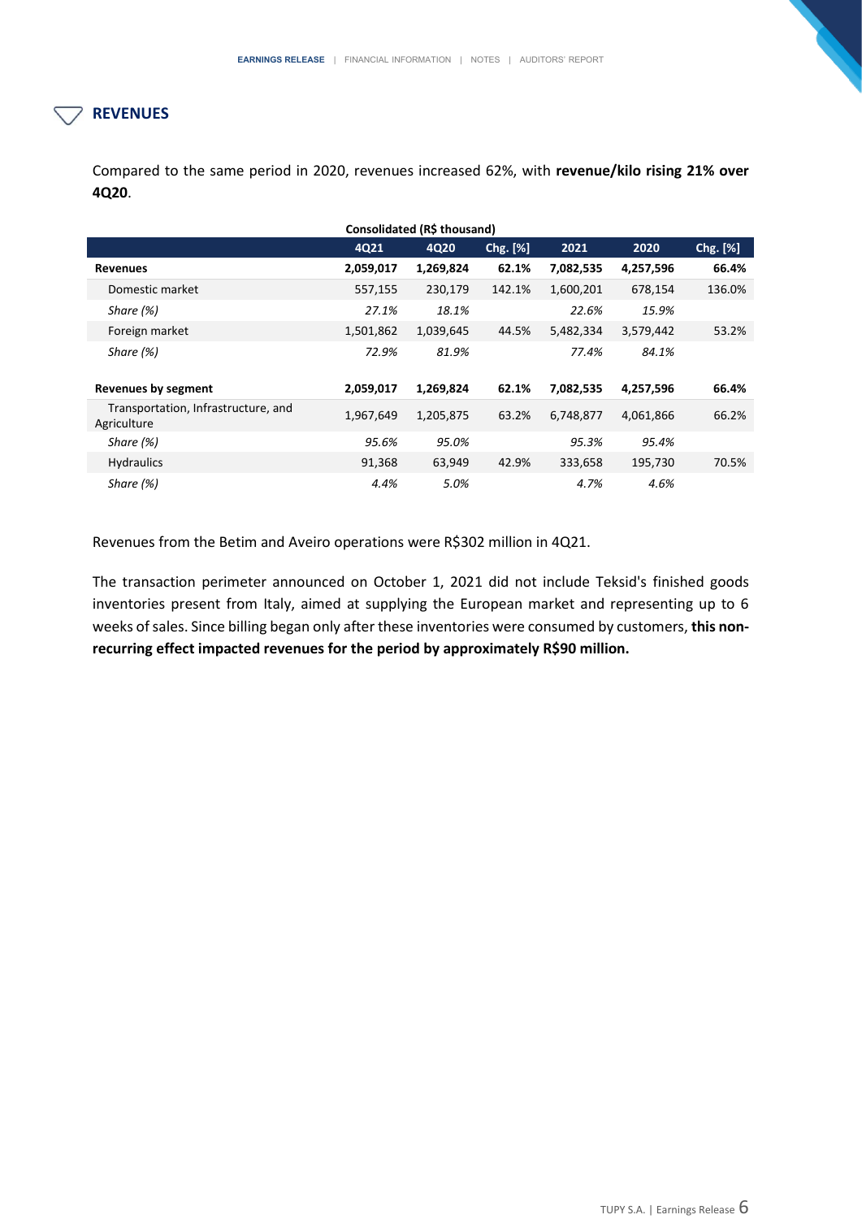## REVENUES

Compared to the same period in 2020, revenues increased 62%, with **revenue/kilo rising 21% over 4Q20**.

**Consolidated (R$ thousand)**

| | 4Q21 | 4Q20 | Chg. [%] | 2021 | 2020 | Chg. [%] |
|---|---|---|---|---|---|---|
| **Revenues** | **2,059,017** | **1,269,824** | **62.1%** | **7,082,535** | **4,257,596** | **66.4%** |
| Domestic market | 557,155 | 230,179 | 142.1% | 1,600,201 | 678,154 | 136.0% |
| *Share (%)* | *27.1%* | *18.1%* | | *22.6%* | *15.9%* | |
| Foreign market | 1,501,862 | 1,039,645 | 44.5% | 5,482,334 | 3,579,442 | 53.2% |
| *Share (%)* | *72.9%* | *81.9%* | | *77.4%* | *84.1%* | |
| | | | | | | |
| **Revenues by segment** | **2,059,017** | **1,269,824** | **62.1%** | **7,082,535** | **4,257,596** | **66.4%** |
| Transportation, Infrastructure, and Agriculture | 1,967,649 | 1,205,875 | 63.2% | 6,748,877 | 4,061,866 | 66.2% |
| *Share (%)* | *95.6%* | *95.0%* | | *95.3%* | *95.4%* | |
| Hydraulics | 91,368 | 63,949 | 42.9% | 333,658 | 195,730 | 70.5% |
| *Share (%)* | *4.4%* | *5.0%* | | *4.7%* | *4.6%* | |

Revenues from the Betim and Aveiro operations were R$302 million in 4Q21.

The transaction perimeter announced on October 1, 2021 did not include Teksid's finished goods inventories present from Italy, aimed at supplying the European market and representing up to 6 weeks of sales. Since billing began only after these inventories were consumed by customers, **this non-recurring effect impacted revenues for the period by approximately R$90 million.**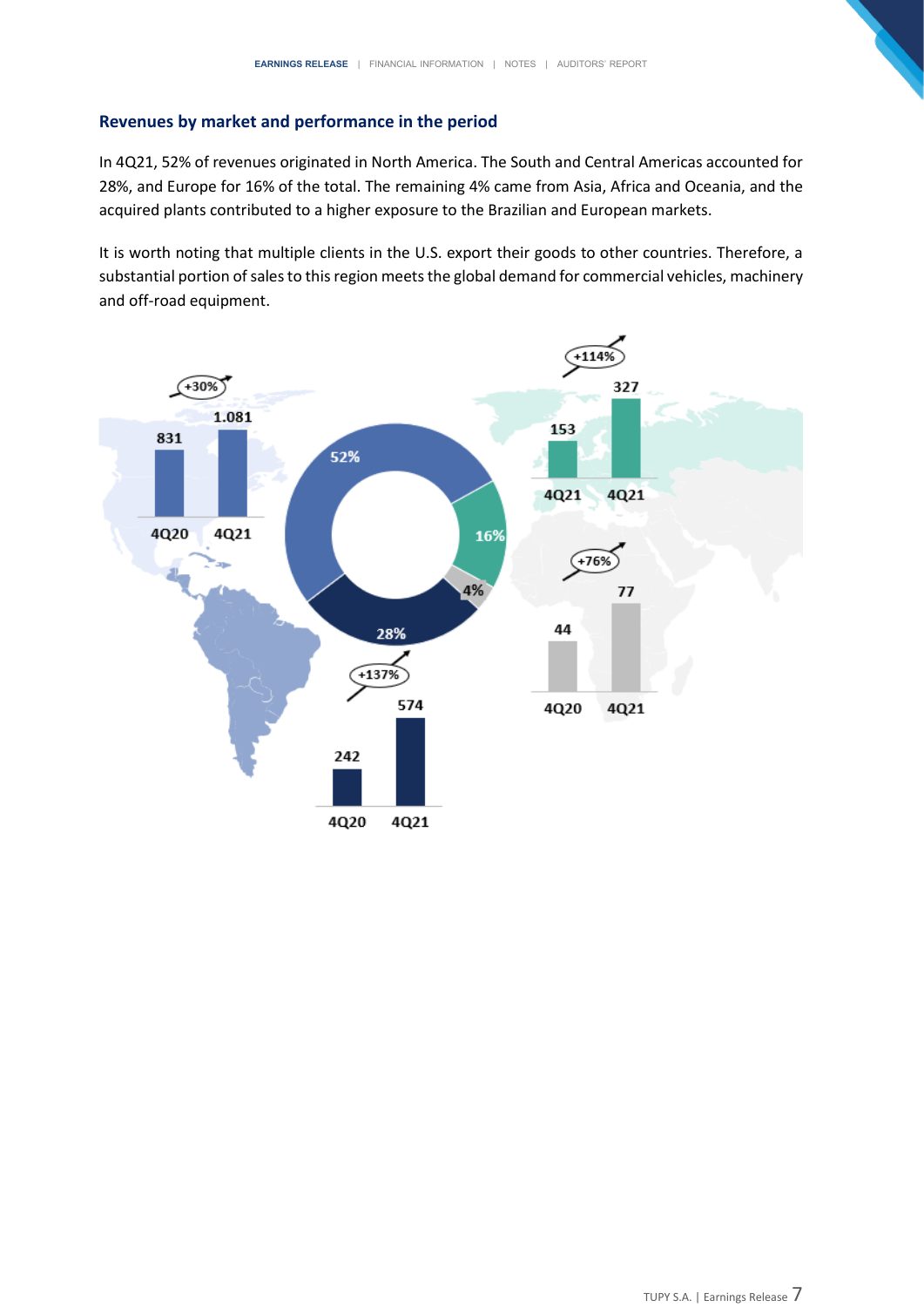## Revenues by market and performance in the period

In 4Q21, 52% of revenues originated in North America. The South and Central Americas accounted for 28%, and Europe for 16% of the total. The remaining 4% came from Asia, Africa and Oceania, and the acquired plants contributed to a higher exposure to the Brazilian and European markets.

It is worth noting that multiple clients in the U.S. export their goods to other countries. Therefore, a substantial portion of sales to this region meets the global demand for commercial vehicles, machinery and off-road equipment.

| Region | Share | 4Q20 | 4Q21 | Change |
|---|---|---|---|---|
| North America | 52% | 831 | 1.081 | +30% |
| South and Central Americas | 28% | 242 | 574 | +137% |
| Europe | 16% | 153 | 327 | +114% |
| Asia, Africa and Oceania | 4% | 44 | 77 | +76% |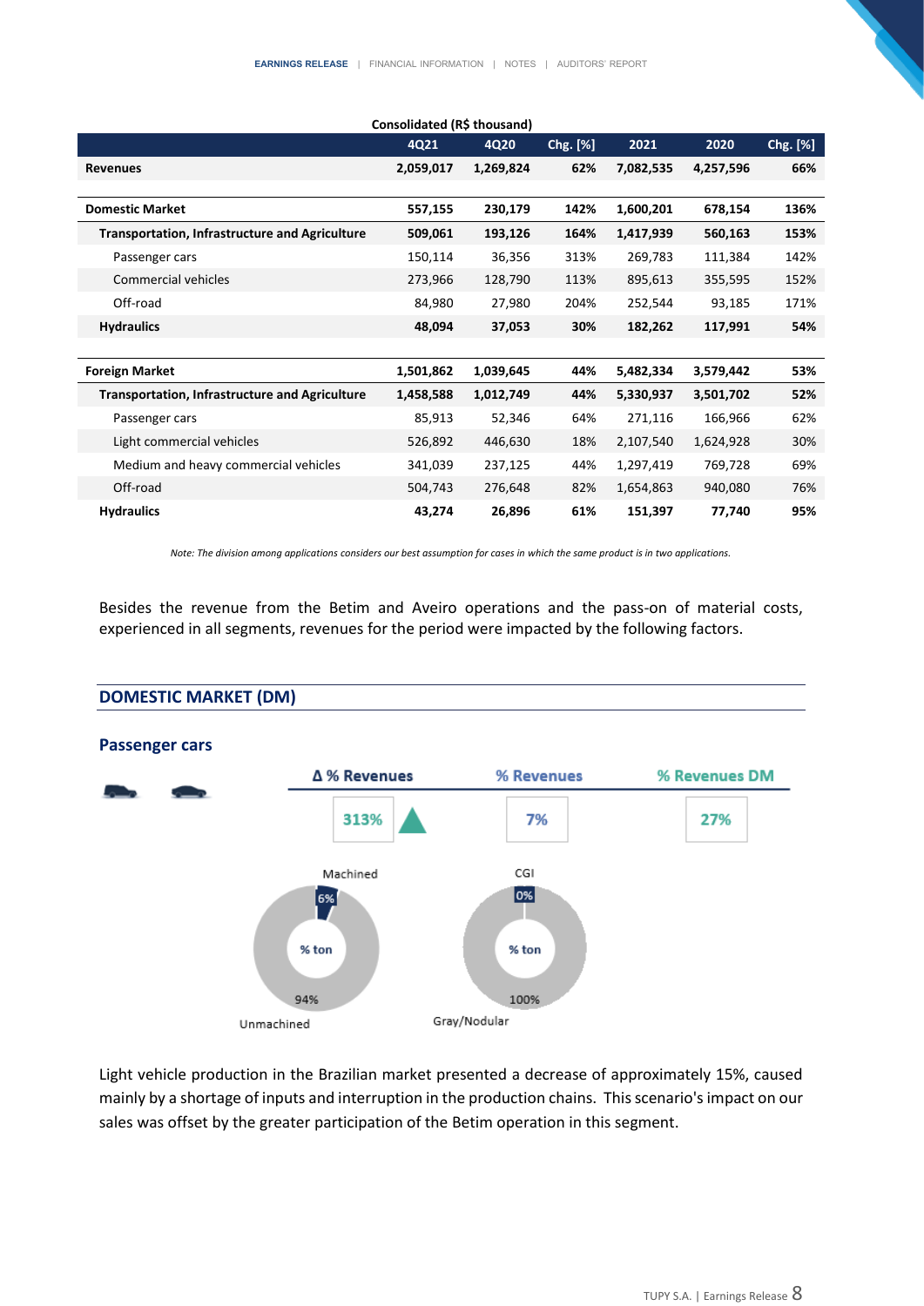**Consolidated (R$ thousand)**

| | 4Q21 | 4Q20 | Chg. [%] | 2021 | 2020 | Chg. [%] |
|---|---|---|---|---|---|---|
| **Revenues** | **2,059,017** | **1,269,824** | **62%** | **7,082,535** | **4,257,596** | **66%** |
| | | | | | | |
| **Domestic Market** | **557,155** | **230,179** | **142%** | **1,600,201** | **678,154** | **136%** |
| **Transportation, Infrastructure and Agriculture** | **509,061** | **193,126** | **164%** | **1,417,939** | **560,163** | **153%** |
| Passenger cars | 150,114 | 36,356 | 313% | 269,783 | 111,384 | 142% |
| Commercial vehicles | 273,966 | 128,790 | 113% | 895,613 | 355,595 | 152% |
| Off-road | 84,980 | 27,980 | 204% | 252,544 | 93,185 | 171% |
| **Hydraulics** | **48,094** | **37,053** | **30%** | **182,262** | **117,991** | **54%** |
| | | | | | | |
| **Foreign Market** | **1,501,862** | **1,039,645** | **44%** | **5,482,334** | **3,579,442** | **53%** |
| **Transportation, Infrastructure and Agriculture** | **1,458,588** | **1,012,749** | **44%** | **5,330,937** | **3,501,702** | **52%** |
| Passenger cars | 85,913 | 52,346 | 64% | 271,116 | 166,966 | 62% |
| Light commercial vehicles | 526,892 | 446,630 | 18% | 2,107,540 | 1,624,928 | 30% |
| Medium and heavy commercial vehicles | 341,039 | 237,125 | 44% | 1,297,419 | 769,728 | 69% |
| Off-road | 504,743 | 276,648 | 82% | 1,654,863 | 940,080 | 76% |
| **Hydraulics** | **43,274** | **26,896** | **61%** | **151,397** | **77,740** | **95%** |

*Note: The division among applications considers our best assumption for cases in which the same product is in two applications.*

Besides the revenue from the Betim and Aveiro operations and the pass-on of material costs, experienced in all segments, revenues for the period were impacted by the following factors.

## DOMESTIC MARKET (DM)

### Passenger cars

| Δ % Revenues | % Revenues | % Revenues DM |
|---|---|---|
| 313% ▲ | 7% | 27% |

% ton: Machined 6% / Unmachined 94%

% ton: CGI 0% / Gray/Nodular 100%

Light vehicle production in the Brazilian market presented a decrease of approximately 15%, caused mainly by a shortage of inputs and interruption in the production chains. This scenario's impact on our sales was offset by the greater participation of the Betim operation in this segment.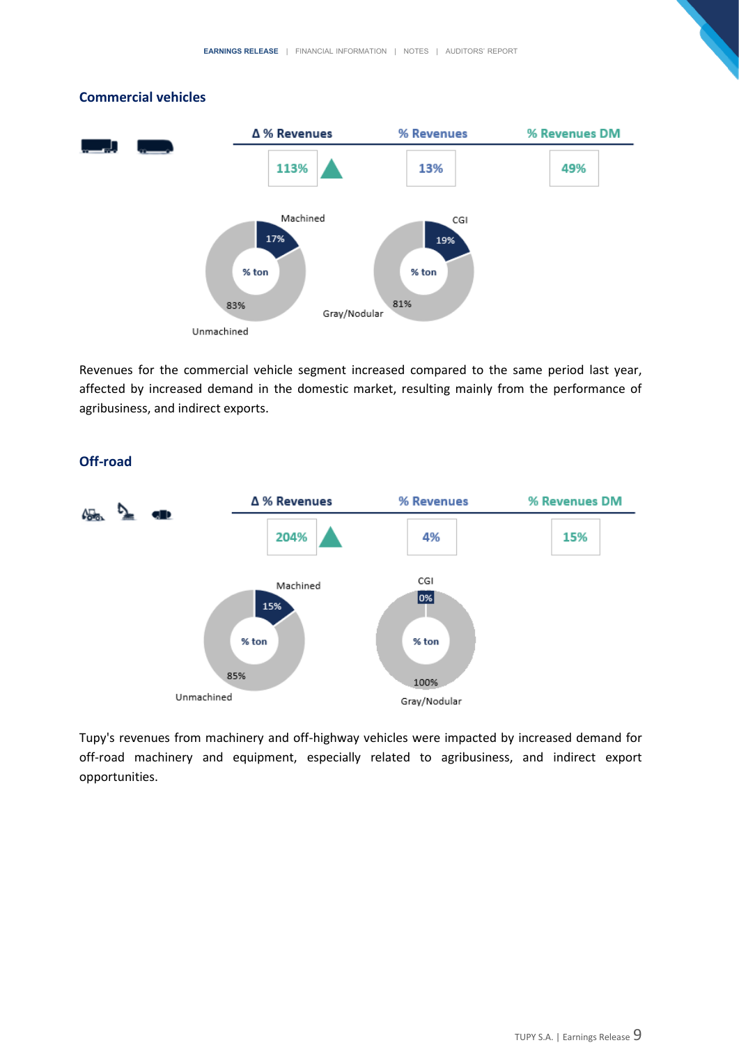## Commercial vehicles

| Δ % Revenues | % Revenues | % Revenues DM |
|---|---|---|
| 113% ▲ | 13% | 49% |

% ton: Machined 17%, Unmachined 83%

% ton: CGI 19%, Gray/Nodular 81%

Revenues for the commercial vehicle segment increased compared to the same period last year, affected by increased demand in the domestic market, resulting mainly from the performance of agribusiness, and indirect exports.

## Off-road

| Δ % Revenues | % Revenues | % Revenues DM |
|---|---|---|
| 204% ▲ | 4% | 15% |

% ton: Machined 15%, Unmachined 85%

% ton: CGI 0%, Gray/Nodular 100%

Tupy's revenues from machinery and off-highway vehicles were impacted by increased demand for off-road machinery and equipment, especially related to agribusiness, and indirect export opportunities.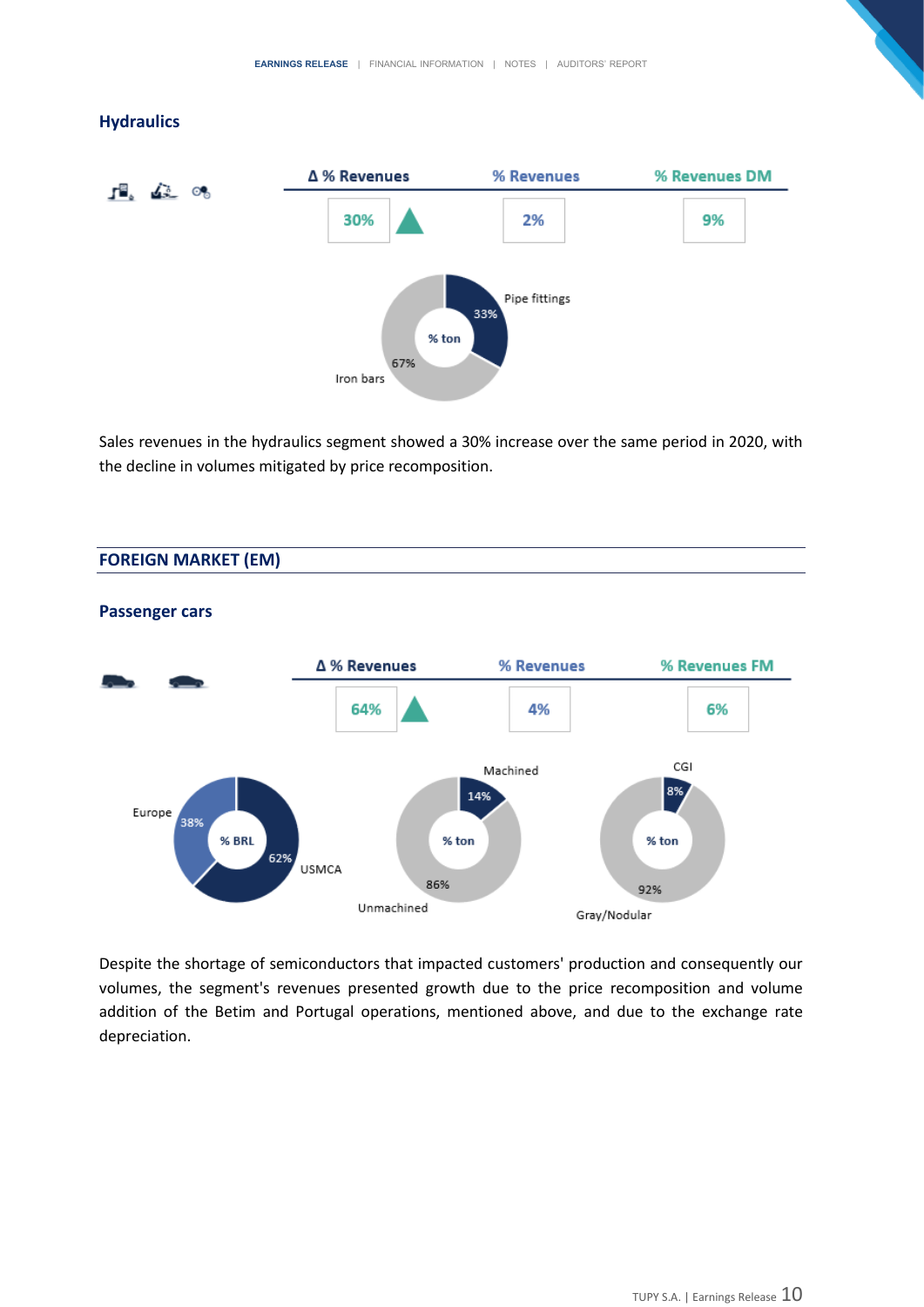## Hydraulics

| Δ % Revenues | % Revenues | % Revenues DM |
|---|---|---|
| 30% ▲ | 2% | 9% |

% ton: Pipe fittings 33%; Iron bars 67%

Sales revenues in the hydraulics segment showed a 30% increase over the same period in 2020, with the decline in volumes mitigated by price recomposition.

## FOREIGN MARKET (EM)

### Passenger cars

| Δ % Revenues | % Revenues | % Revenues FM |
|---|---|---|
| 64% ▲ | 4% | 6% |

% BRL: Europe 38%; USMCA 62%

% ton: Machined 14%; Unmachined 86%

% ton: CGI 8%; Gray/Nodular 92%

Despite the shortage of semiconductors that impacted customers' production and consequently our volumes, the segment's revenues presented growth due to the price recomposition and volume addition of the Betim and Portugal operations, mentioned above, and due to the exchange rate depreciation.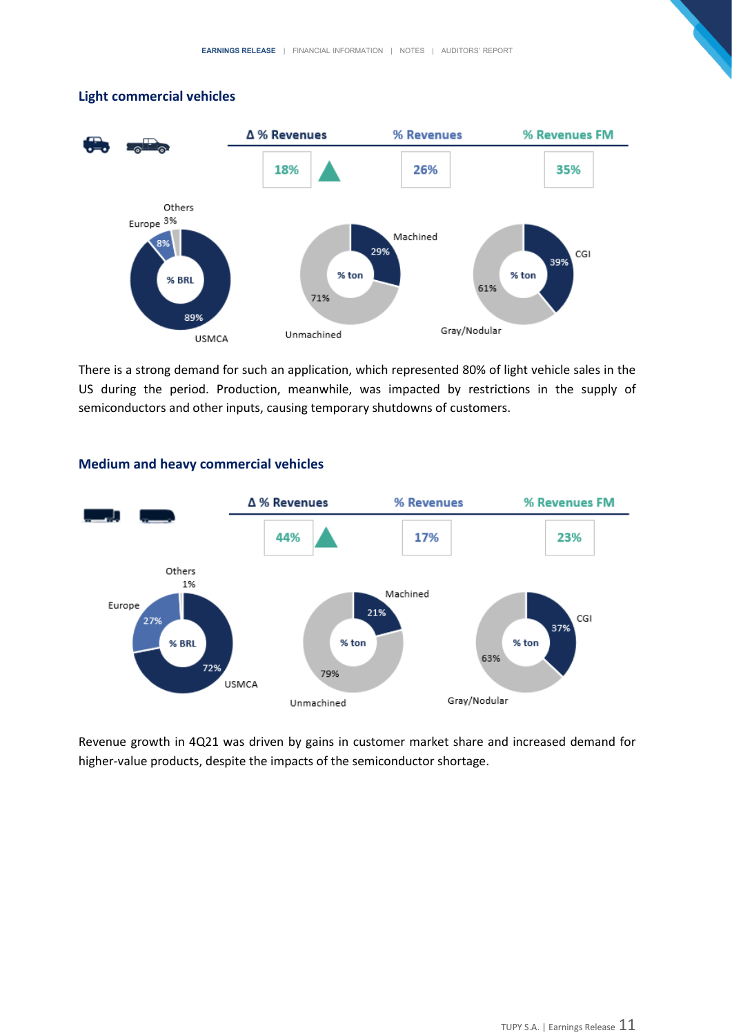## Light commercial vehicles

| Δ % Revenues | % Revenues | % Revenues FM |
|---|---|---|
| 18% ▲ | 26% | 35% |

| % BRL | | % ton | | % ton | |
|---|---|---|---|---|---|
| USMCA | 89% | Machined | 29% | CGI | 39% |
| Europe | 8% | Unmachined | 71% | Gray/Nodular | 61% |
| Others | 3% | | | | |

There is a strong demand for such an application, which represented 80% of light vehicle sales in the US during the period. Production, meanwhile, was impacted by restrictions in the supply of semiconductors and other inputs, causing temporary shutdowns of customers.

## Medium and heavy commercial vehicles

| Δ % Revenues | % Revenues | % Revenues FM |
|---|---|---|
| 44% ▲ | 17% | 23% |

| % BRL | | % ton | | % ton | |
|---|---|---|---|---|---|
| USMCA | 72% | Machined | 21% | CGI | 37% |
| Europe | 27% | Unmachined | 79% | Gray/Nodular | 63% |
| Others | 1% | | | | |

Revenue growth in 4Q21 was driven by gains in customer market share and increased demand for higher-value products, despite the impacts of the semiconductor shortage.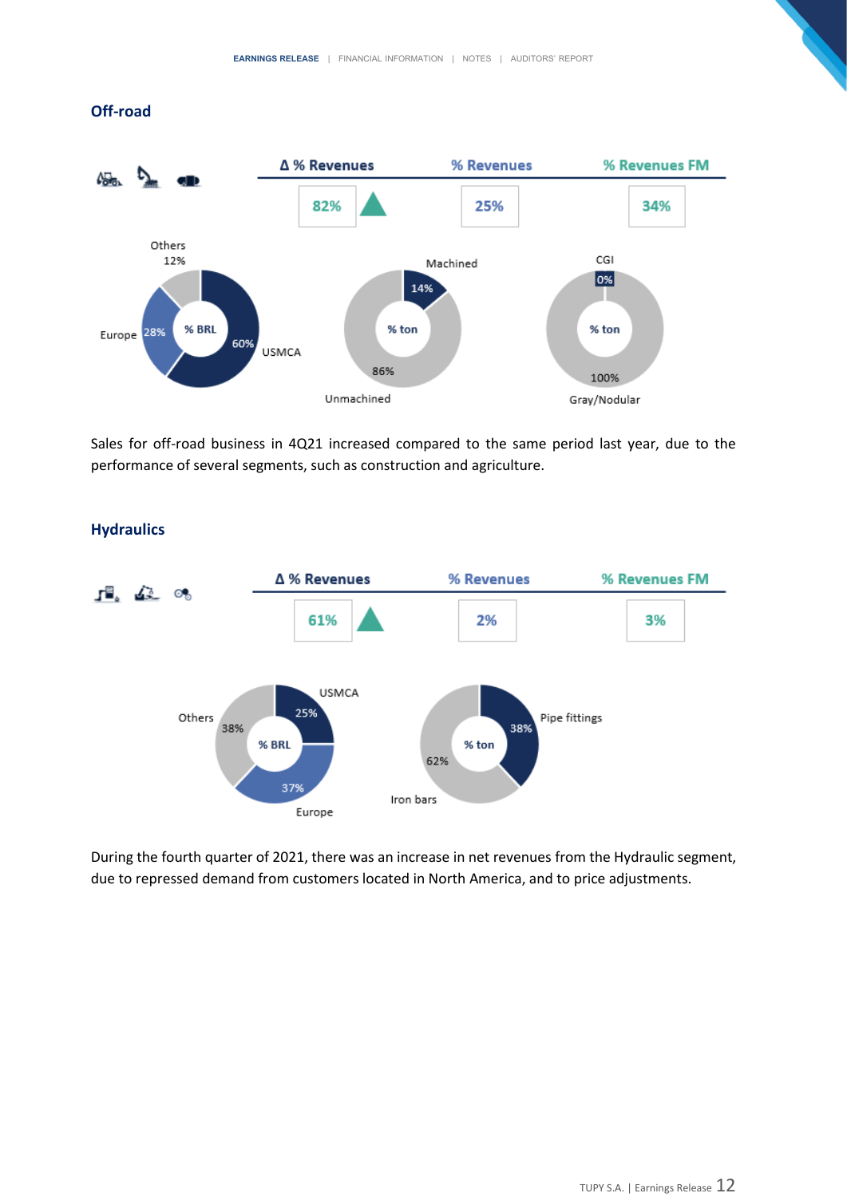## Off-road

| Δ % Revenues | % Revenues | % Revenues FM |
|---|---|---|
| 82% ▲ | 25% | 34% |

% BRL: USMCA 60%, Europe 28%, Others 12%

% ton: Machined 14%, Unmachined 86%

% ton: CGI 0%, Gray/Nodular 100%

Sales for off-road business in 4Q21 increased compared to the same period last year, due to the performance of several segments, such as construction and agriculture.

## Hydraulics

| Δ % Revenues | % Revenues | % Revenues FM |
|---|---|---|
| 61% ▲ | 2% | 3% |

% BRL: USMCA 25%, Europe 37%, Others 38%

% ton: Pipe fittings 38%, Iron bars 62%

During the fourth quarter of 2021, there was an increase in net revenues from the Hydraulic segment, due to repressed demand from customers located in North America, and to price adjustments.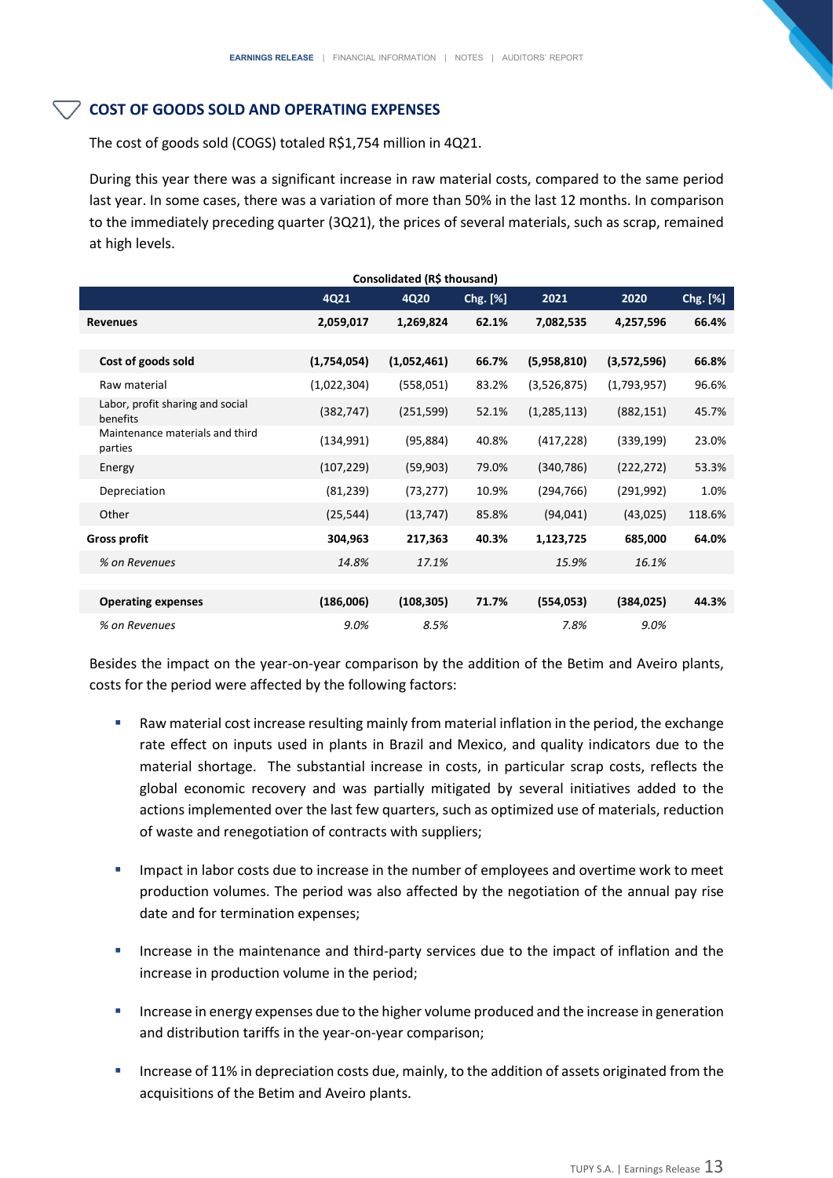## COST OF GOODS SOLD AND OPERATING EXPENSES

The cost of goods sold (COGS) totaled R$1,754 million in 4Q21.

During this year there was a significant increase in raw material costs, compared to the same period last year. In some cases, there was a variation of more than 50% in the last 12 months. In comparison to the immediately preceding quarter (3Q21), the prices of several materials, such as scrap, remained at high levels.

| Consolidated (R$ thousand) | | | | | | |
|---|---|---|---|---|---|---|
| | 4Q21 | 4Q20 | Chg. [%] | 2021 | 2020 | Chg. [%] |
| **Revenues** | **2,059,017** | **1,269,824** | **62.1%** | **7,082,535** | **4,257,596** | **66.4%** |
| | | | | | | |
| **Cost of goods sold** | **(1,754,054)** | **(1,052,461)** | **66.7%** | **(5,958,810)** | **(3,572,596)** | **66.8%** |
| Raw material | (1,022,304) | (558,051) | 83.2% | (3,526,875) | (1,793,957) | 96.6% |
| Labor, profit sharing and social benefits | (382,747) | (251,599) | 52.1% | (1,285,113) | (882,151) | 45.7% |
| Maintenance materials and third parties | (134,991) | (95,884) | 40.8% | (417,228) | (339,199) | 23.0% |
| Energy | (107,229) | (59,903) | 79.0% | (340,786) | (222,272) | 53.3% |
| Depreciation | (81,239) | (73,277) | 10.9% | (294,766) | (291,992) | 1.0% |
| Other | (25,544) | (13,747) | 85.8% | (94,041) | (43,025) | 118.6% |
| **Gross profit** | **304,963** | **217,363** | **40.3%** | **1,123,725** | **685,000** | **64.0%** |
| *% on Revenues* | *14.8%* | *17.1%* | | *15.9%* | *16.1%* | |
| | | | | | | |
| **Operating expenses** | **(186,006)** | **(108,305)** | **71.7%** | **(554,053)** | **(384,025)** | **44.3%** |
| *% on Revenues* | *9.0%* | *8.5%* | | *7.8%* | *9.0%* | |

Besides the impact on the year-on-year comparison by the addition of the Betim and Aveiro plants, costs for the period were affected by the following factors:

- Raw material cost increase resulting mainly from material inflation in the period, the exchange rate effect on inputs used in plants in Brazil and Mexico, and quality indicators due to the material shortage. The substantial increase in costs, in particular scrap costs, reflects the global economic recovery and was partially mitigated by several initiatives added to the actions implemented over the last few quarters, such as optimized use of materials, reduction of waste and renegotiation of contracts with suppliers;

- Impact in labor costs due to increase in the number of employees and overtime work to meet production volumes. The period was also affected by the negotiation of the annual pay rise date and for termination expenses;

- Increase in the maintenance and third-party services due to the impact of inflation and the increase in production volume in the period;

- Increase in energy expenses due to the higher volume produced and the increase in generation and distribution tariffs in the year-on-year comparison;

- Increase of 11% in depreciation costs due, mainly, to the addition of assets originated from the acquisitions of the Betim and Aveiro plants.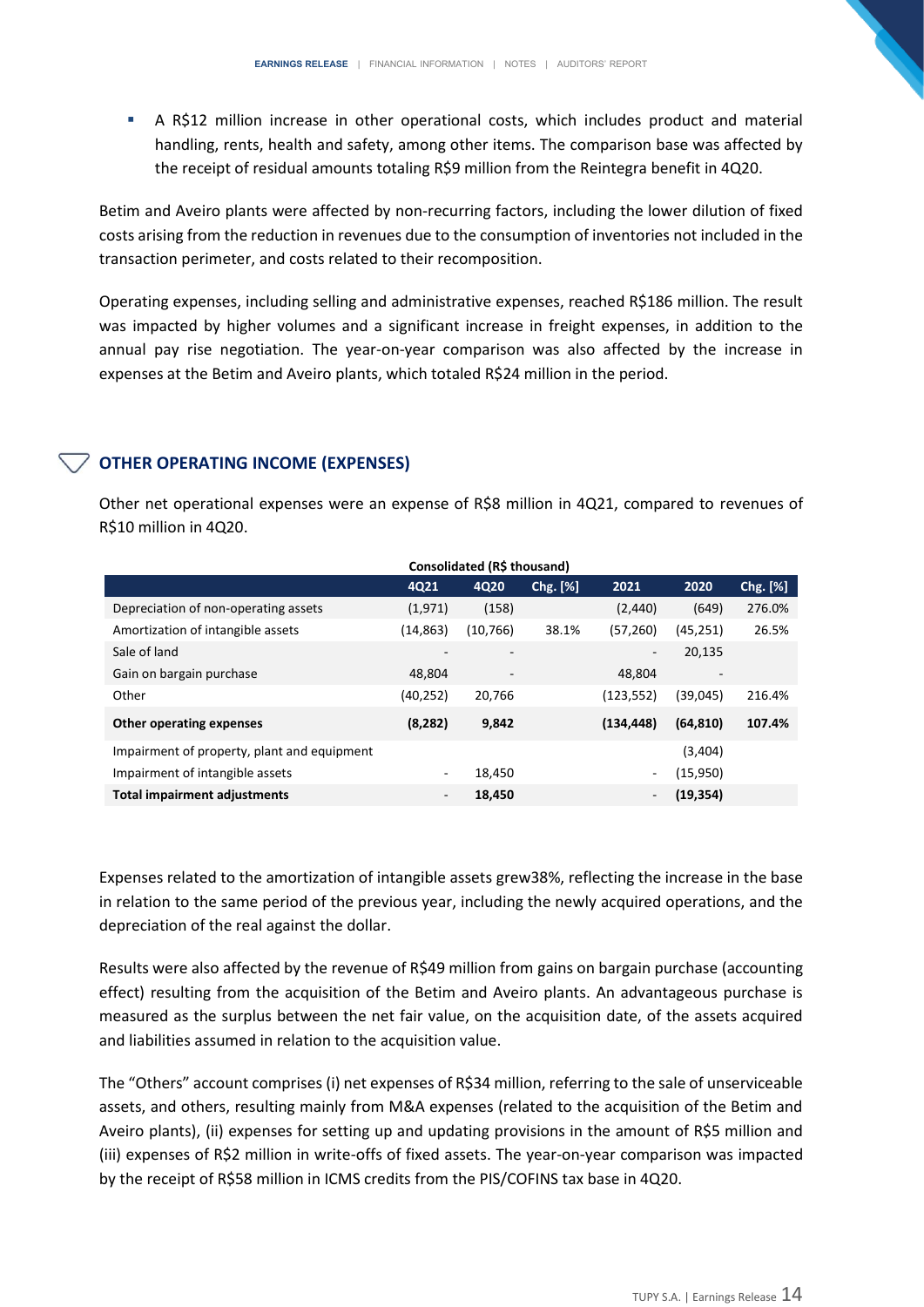- A R$12 million increase in other operational costs, which includes product and material handling, rents, health and safety, among other items. The comparison base was affected by the receipt of residual amounts totaling R$9 million from the Reintegra benefit in 4Q20.

Betim and Aveiro plants were affected by non-recurring factors, including the lower dilution of fixed costs arising from the reduction in revenues due to the consumption of inventories not included in the transaction perimeter, and costs related to their recomposition.

Operating expenses, including selling and administrative expenses, reached R$186 million. The result was impacted by higher volumes and a significant increase in freight expenses, in addition to the annual pay rise negotiation. The year-on-year comparison was also affected by the increase in expenses at the Betim and Aveiro plants, which totaled R$24 million in the period.

## OTHER OPERATING INCOME (EXPENSES)

Other net operational expenses were an expense of R$8 million in 4Q21, compared to revenues of R$10 million in 4Q20.

**Consolidated (R$ thousand)**

| | 4Q21 | 4Q20 | Chg. [%] | 2021 | 2020 | Chg. [%] |
|---|---|---|---|---|---|---|
| Depreciation of non-operating assets | (1,971) | (158) | | (2,440) | (649) | 276.0% |
| Amortization of intangible assets | (14,863) | (10,766) | 38.1% | (57,260) | (45,251) | 26.5% |
| Sale of land | - | - | | - | 20,135 | |
| Gain on bargain purchase | 48,804 | - | | 48,804 | - | |
| Other | (40,252) | 20,766 | | (123,552) | (39,045) | 216.4% |
| **Other operating expenses** | **(8,282)** | **9,842** | | **(134,448)** | **(64,810)** | **107.4%** |
| Impairment of property, plant and equipment | | | | | (3,404) | |
| Impairment of intangible assets | - | 18,450 | | - | (15,950) | |
| **Total impairment adjustments** | - | **18,450** | | - | **(19,354)** | |

Expenses related to the amortization of intangible assets grew38%, reflecting the increase in the base in relation to the same period of the previous year, including the newly acquired operations, and the depreciation of the real against the dollar.

Results were also affected by the revenue of R$49 million from gains on bargain purchase (accounting effect) resulting from the acquisition of the Betim and Aveiro plants. An advantageous purchase is measured as the surplus between the net fair value, on the acquisition date, of the assets acquired and liabilities assumed in relation to the acquisition value.

The "Others" account comprises (i) net expenses of R$34 million, referring to the sale of unserviceable assets, and others, resulting mainly from M&A expenses (related to the acquisition of the Betim and Aveiro plants), (ii) expenses for setting up and updating provisions in the amount of R$5 million and (iii) expenses of R$2 million in write-offs of fixed assets. The year-on-year comparison was impacted by the receipt of R$58 million in ICMS credits from the PIS/COFINS tax base in 4Q20.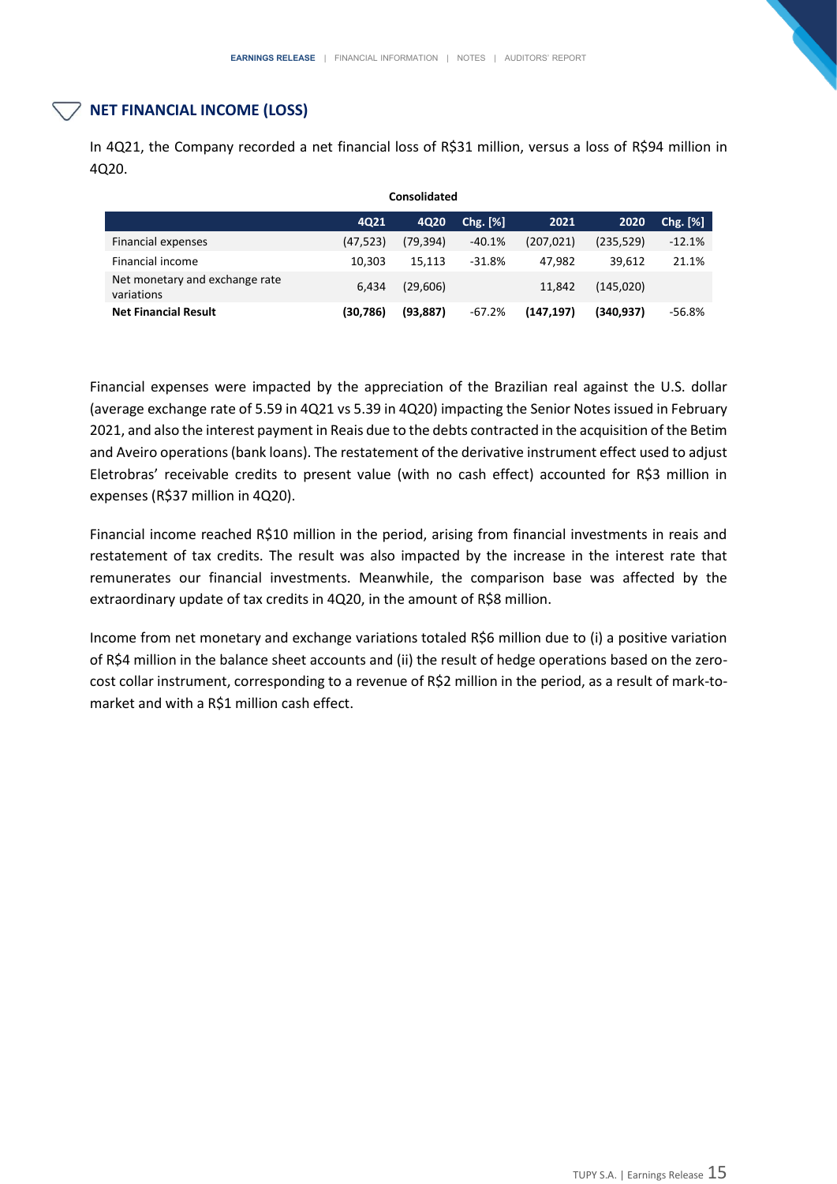## NET FINANCIAL INCOME (LOSS)

In 4Q21, the Company recorded a net financial loss of R$31 million, versus a loss of R$94 million in 4Q20.

**Consolidated**

| | 4Q21 | 4Q20 | Chg. [%] | 2021 | 2020 | Chg. [%] |
|---|---|---|---|---|---|---|
| Financial expenses | (47,523) | (79,394) | -40.1% | (207,021) | (235,529) | -12.1% |
| Financial income | 10,303 | 15,113 | -31.8% | 47,982 | 39,612 | 21.1% |
| Net monetary and exchange rate variations | 6,434 | (29,606) | | 11,842 | (145,020) | |
| **Net Financial Result** | **(30,786)** | **(93,887)** | -67.2% | **(147,197)** | **(340,937)** | -56.8% |

Financial expenses were impacted by the appreciation of the Brazilian real against the U.S. dollar (average exchange rate of 5.59 in 4Q21 vs 5.39 in 4Q20) impacting the Senior Notes issued in February 2021, and also the interest payment in Reais due to the debts contracted in the acquisition of the Betim and Aveiro operations (bank loans). The restatement of the derivative instrument effect used to adjust Eletrobras' receivable credits to present value (with no cash effect) accounted for R$3 million in expenses (R$37 million in 4Q20).

Financial income reached R$10 million in the period, arising from financial investments in reais and restatement of tax credits. The result was also impacted by the increase in the interest rate that remunerates our financial investments. Meanwhile, the comparison base was affected by the extraordinary update of tax credits in 4Q20, in the amount of R$8 million.

Income from net monetary and exchange variations totaled R$6 million due to (i) a positive variation of R$4 million in the balance sheet accounts and (ii) the result of hedge operations based on the zero-cost collar instrument, corresponding to a revenue of R$2 million in the period, as a result of mark-to-market and with a R$1 million cash effect.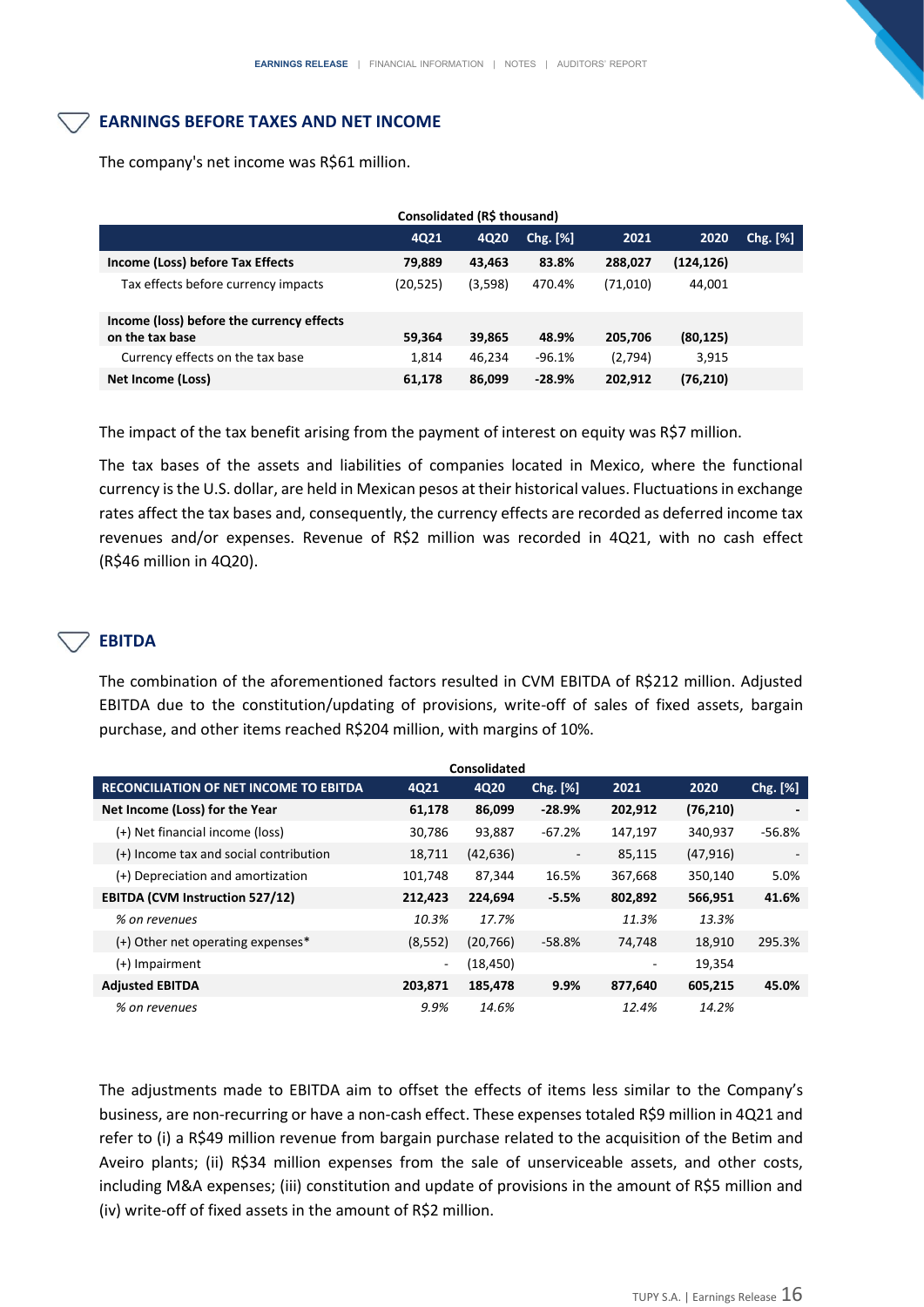## EARNINGS BEFORE TAXES AND NET INCOME

The company's net income was R$61 million.

| Consolidated (R$ thousand) | 4Q21 | 4Q20 | Chg. [%] | 2021 | 2020 | Chg. [%] |
|---|---|---|---|---|---|---|
| **Income (Loss) before Tax Effects** | **79,889** | **43,463** | **83.8%** | **288,027** | **(124,126)** | |
| Tax effects before currency impacts | (20,525) | (3,598) | 470.4% | (71,010) | 44,001 | |
| **Income (loss) before the currency effects on the tax base** | **59,364** | **39,865** | **48.9%** | **205,706** | **(80,125)** | |
| Currency effects on the tax base | 1,814 | 46,234 | -96.1% | (2,794) | 3,915 | |
| **Net Income (Loss)** | **61,178** | **86,099** | **-28.9%** | **202,912** | **(76,210)** | |

The impact of the tax benefit arising from the payment of interest on equity was R$7 million.

The tax bases of the assets and liabilities of companies located in Mexico, where the functional currency is the U.S. dollar, are held in Mexican pesos at their historical values. Fluctuations in exchange rates affect the tax bases and, consequently, the currency effects are recorded as deferred income tax revenues and/or expenses. Revenue of R$2 million was recorded in 4Q21, with no cash effect (R$46 million in 4Q20).

## EBITDA

The combination of the aforementioned factors resulted in CVM EBITDA of R$212 million. Adjusted EBITDA due to the constitution/updating of provisions, write-off of sales of fixed assets, bargain purchase, and other items reached R$204 million, with margins of 10%.

| RECONCILIATION OF NET INCOME TO EBITDA (Consolidated) | 4Q21 | 4Q20 | Chg. [%] | 2021 | 2020 | Chg. [%] |
|---|---|---|---|---|---|---|
| **Net Income (Loss) for the Year** | **61,178** | **86,099** | **-28.9%** | **202,912** | **(76,210)** | **-** |
| (+) Net financial income (loss) | 30,786 | 93,887 | -67.2% | 147,197 | 340,937 | -56.8% |
| (+) Income tax and social contribution | 18,711 | (42,636) | - | 85,115 | (47,916) | - |
| (+) Depreciation and amortization | 101,748 | 87,344 | 16.5% | 367,668 | 350,140 | 5.0% |
| **EBITDA (CVM Instruction 527/12)** | **212,423** | **224,694** | **-5.5%** | **802,892** | **566,951** | **41.6%** |
| *% on revenues* | *10.3%* | *17.7%* | | *11.3%* | *13.3%* | |
| (+) Other net operating expenses* | (8,552) | (20,766) | -58.8% | 74,748 | 18,910 | 295.3% |
| (+) Impairment | - | (18,450) | | - | 19,354 | |
| **Adjusted EBITDA** | **203,871** | **185,478** | **9.9%** | **877,640** | **605,215** | **45.0%** |
| *% on revenues* | *9.9%* | *14.6%* | | *12.4%* | *14.2%* | |

The adjustments made to EBITDA aim to offset the effects of items less similar to the Company's business, are non-recurring or have a non-cash effect. These expenses totaled R$9 million in 4Q21 and refer to (i) a R$49 million revenue from bargain purchase related to the acquisition of the Betim and Aveiro plants; (ii) R$34 million expenses from the sale of unserviceable assets, and other costs, including M&A expenses; (iii) constitution and update of provisions in the amount of R$5 million and (iv) write-off of fixed assets in the amount of R$2 million.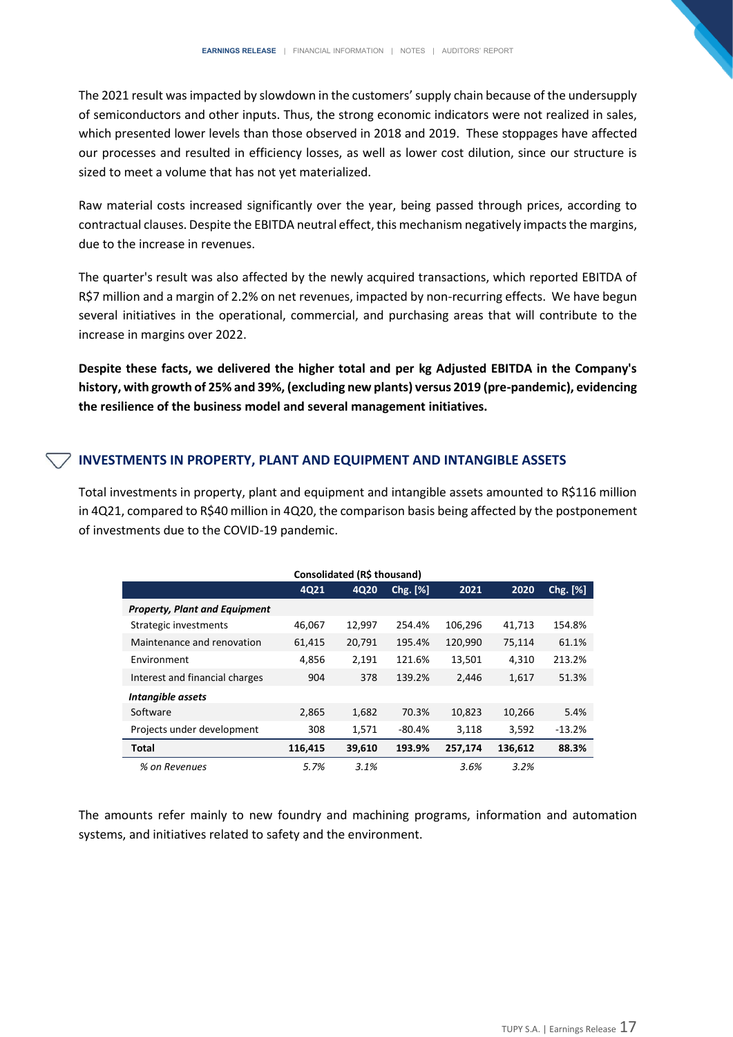The 2021 result was impacted by slowdown in the customers' supply chain because of the undersupply of semiconductors and other inputs. Thus, the strong economic indicators were not realized in sales, which presented lower levels than those observed in 2018 and 2019. These stoppages have affected our processes and resulted in efficiency losses, as well as lower cost dilution, since our structure is sized to meet a volume that has not yet materialized.

Raw material costs increased significantly over the year, being passed through prices, according to contractual clauses. Despite the EBITDA neutral effect, this mechanism negatively impacts the margins, due to the increase in revenues.

The quarter's result was also affected by the newly acquired transactions, which reported EBITDA of R$7 million and a margin of 2.2% on net revenues, impacted by non-recurring effects. We have begun several initiatives in the operational, commercial, and purchasing areas that will contribute to the increase in margins over 2022.

**Despite these facts, we delivered the higher total and per kg Adjusted EBITDA in the Company's history, with growth of 25% and 39%, (excluding new plants) versus 2019 (pre-pandemic), evidencing the resilience of the business model and several management initiatives.**

## INVESTMENTS IN PROPERTY, PLANT AND EQUIPMENT AND INTANGIBLE ASSETS

Total investments in property, plant and equipment and intangible assets amounted to R$116 million in 4Q21, compared to R$40 million in 4Q20, the comparison basis being affected by the postponement of investments due to the COVID-19 pandemic.

**Consolidated (R$ thousand)**

| | 4Q21 | 4Q20 | Chg. [%] | 2021 | 2020 | Chg. [%] |
|---|---|---|---|---|---|---|
| ***Property, Plant and Equipment*** | | | | | | |
| Strategic investments | 46,067 | 12,997 | 254.4% | 106,296 | 41,713 | 154.8% |
| Maintenance and renovation | 61,415 | 20,791 | 195.4% | 120,990 | 75,114 | 61.1% |
| Environment | 4,856 | 2,191 | 121.6% | 13,501 | 4,310 | 213.2% |
| Interest and financial charges | 904 | 378 | 139.2% | 2,446 | 1,617 | 51.3% |
| ***Intangible assets*** | | | | | | |
| Software | 2,865 | 1,682 | 70.3% | 10,823 | 10,266 | 5.4% |
| Projects under development | 308 | 1,571 | -80.4% | 3,118 | 3,592 | -13.2% |
| **Total** | **116,415** | **39,610** | **193.9%** | **257,174** | **136,612** | **88.3%** |
| *% on Revenues* | *5.7%* | *3.1%* | | *3.6%* | *3.2%* | |

The amounts refer mainly to new foundry and machining programs, information and automation systems, and initiatives related to safety and the environment.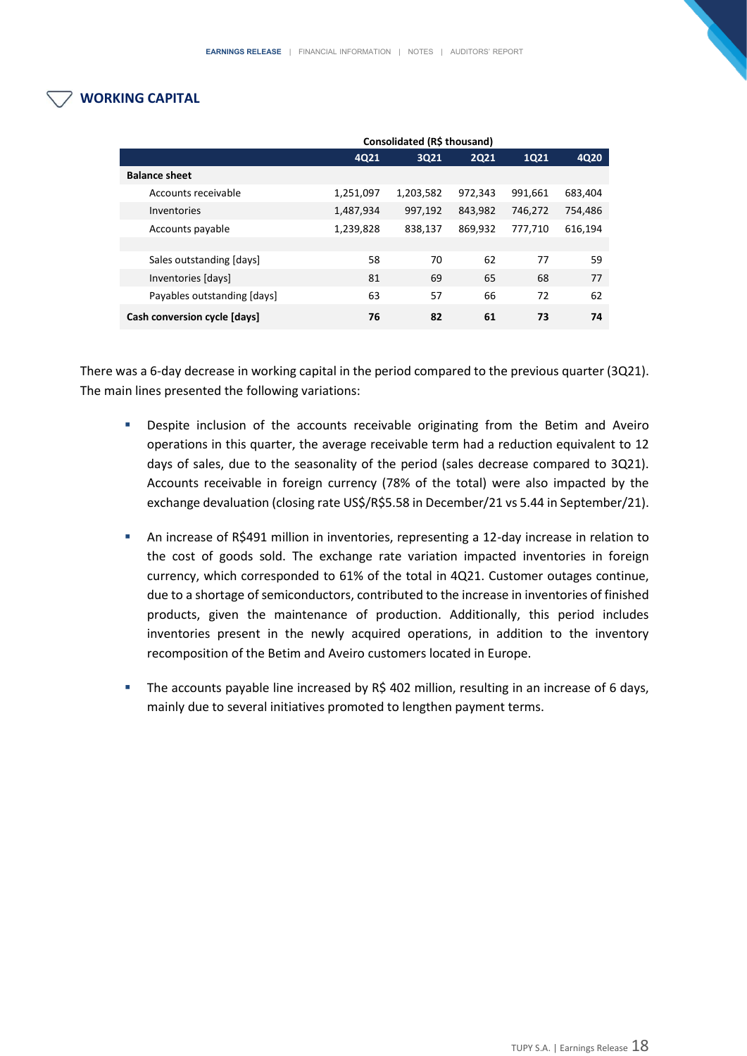## WORKING CAPITAL

| Consolidated (R$ thousand) | 4Q21 | 3Q21 | 2Q21 | 1Q21 | 4Q20 |
|---|---|---|---|---|---|
| **Balance sheet** | | | | | |
| Accounts receivable | 1,251,097 | 1,203,582 | 972,343 | 991,661 | 683,404 |
| Inventories | 1,487,934 | 997,192 | 843,982 | 746,272 | 754,486 |
| Accounts payable | 1,239,828 | 838,137 | 869,932 | 777,710 | 616,194 |
| | | | | | |
| Sales outstanding [days] | 58 | 70 | 62 | 77 | 59 |
| Inventories [days] | 81 | 69 | 65 | 68 | 77 |
| Payables outstanding [days] | 63 | 57 | 66 | 72 | 62 |
| **Cash conversion cycle [days]** | **76** | **82** | **61** | **73** | **74** |

There was a 6-day decrease in working capital in the period compared to the previous quarter (3Q21). The main lines presented the following variations:

- Despite inclusion of the accounts receivable originating from the Betim and Aveiro operations in this quarter, the average receivable term had a reduction equivalent to 12 days of sales, due to the seasonality of the period (sales decrease compared to 3Q21). Accounts receivable in foreign currency (78% of the total) were also impacted by the exchange devaluation (closing rate US$/R$5.58 in December/21 vs 5.44 in September/21).

- An increase of R$491 million in inventories, representing a 12-day increase in relation to the cost of goods sold. The exchange rate variation impacted inventories in foreign currency, which corresponded to 61% of the total in 4Q21. Customer outages continue, due to a shortage of semiconductors, contributed to the increase in inventories of finished products, given the maintenance of production. Additionally, this period includes inventories present in the newly acquired operations, in addition to the inventory recomposition of the Betim and Aveiro customers located in Europe.

- The accounts payable line increased by R$ 402 million, resulting in an increase of 6 days, mainly due to several initiatives promoted to lengthen payment terms.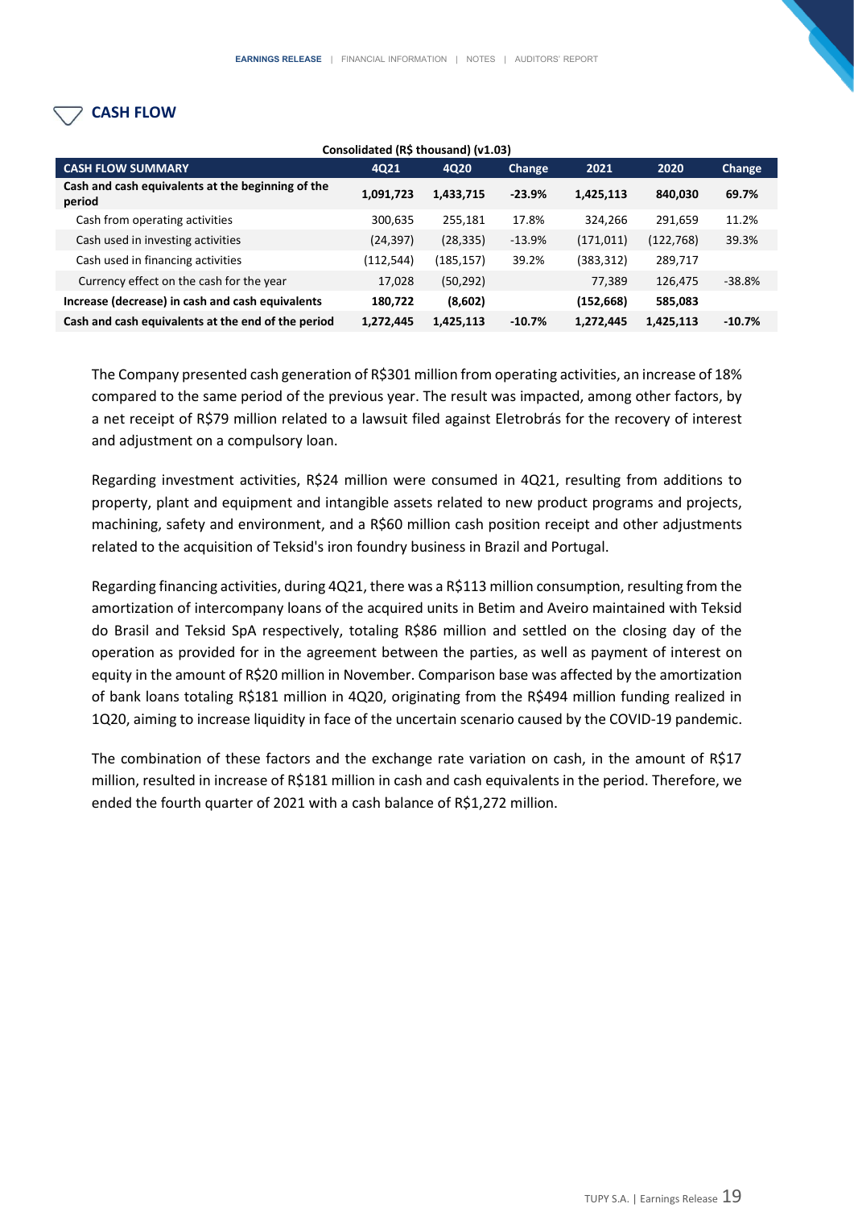## CASH FLOW

Consolidated (R$ thousand) (v1.03)

| CASH FLOW SUMMARY | 4Q21 | 4Q20 | Change | 2021 | 2020 | Change |
|---|---|---|---|---|---|---|
| **Cash and cash equivalents at the beginning of the period** | **1,091,723** | **1,433,715** | **-23.9%** | **1,425,113** | **840,030** | **69.7%** |
| Cash from operating activities | 300,635 | 255,181 | 17.8% | 324,266 | 291,659 | 11.2% |
| Cash used in investing activities | (24,397) | (28,335) | -13.9% | (171,011) | (122,768) | 39.3% |
| Cash used in financing activities | (112,544) | (185,157) | 39.2% | (383,312) | 289,717 | |
| Currency effect on the cash for the year | 17,028 | (50,292) | | 77,389 | 126,475 | -38.8% |
| **Increase (decrease) in cash and cash equivalents** | **180,722** | **(8,602)** | | **(152,668)** | **585,083** | |
| **Cash and cash equivalents at the end of the period** | **1,272,445** | **1,425,113** | **-10.7%** | **1,272,445** | **1,425,113** | **-10.7%** |

The Company presented cash generation of R$301 million from operating activities, an increase of 18% compared to the same period of the previous year. The result was impacted, among other factors, by a net receipt of R$79 million related to a lawsuit filed against Eletrobrás for the recovery of interest and adjustment on a compulsory loan.

Regarding investment activities, R$24 million were consumed in 4Q21, resulting from additions to property, plant and equipment and intangible assets related to new product programs and projects, machining, safety and environment, and a R$60 million cash position receipt and other adjustments related to the acquisition of Teksid's iron foundry business in Brazil and Portugal.

Regarding financing activities, during 4Q21, there was a R$113 million consumption, resulting from the amortization of intercompany loans of the acquired units in Betim and Aveiro maintained with Teksid do Brasil and Teksid SpA respectively, totaling R$86 million and settled on the closing day of the operation as provided for in the agreement between the parties, as well as payment of interest on equity in the amount of R$20 million in November. Comparison base was affected by the amortization of bank loans totaling R$181 million in 4Q20, originating from the R$494 million funding realized in 1Q20, aiming to increase liquidity in face of the uncertain scenario caused by the COVID-19 pandemic.

The combination of these factors and the exchange rate variation on cash, in the amount of R$17 million, resulted in increase of R$181 million in cash and cash equivalents in the period. Therefore, we ended the fourth quarter of 2021 with a cash balance of R$1,272 million.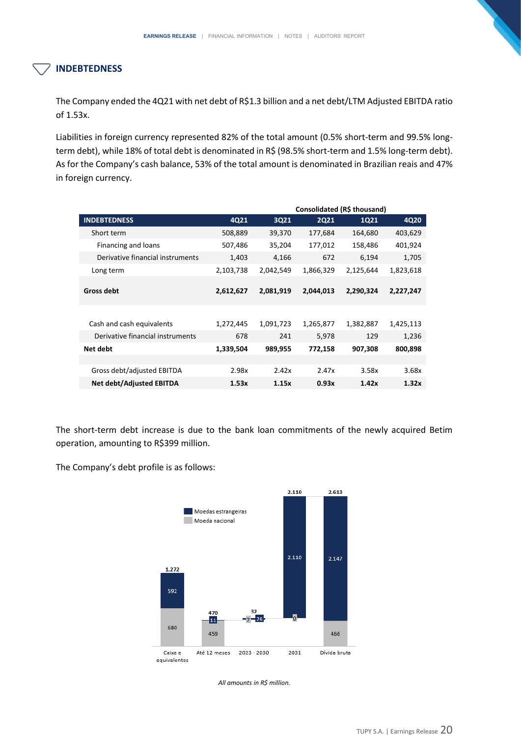## INDEBTEDNESS

The Company ended the 4Q21 with net debt of R$1.3 billion and a net debt/LTM Adjusted EBITDA ratio of 1.53x.

Liabilities in foreign currency represented 82% of the total amount (0.5% short-term and 99.5% long-term debt), while 18% of total debt is denominated in R$ (98.5% short-term and 1.5% long-term debt). As for the Company's cash balance, 53% of the total amount is denominated in Brazilian reais and 47% in foreign currency.

| | Consolidated (R$ thousand) | | | | |
|---|---|---|---|---|---|
| **INDEBTEDNESS** | **4Q21** | **3Q21** | **2Q21** | **1Q21** | **4Q20** |
| Short term | 508,889 | 39,370 | 177,684 | 164,680 | 403,629 |
| Financing and loans | 507,486 | 35,204 | 177,012 | 158,486 | 401,924 |
| Derivative financial instruments | 1,403 | 4,166 | 672 | 6,194 | 1,705 |
| Long term | 2,103,738 | 2,042,549 | 1,866,329 | 2,125,644 | 1,823,618 |
| **Gross debt** | **2,612,627** | **2,081,919** | **2,044,013** | **2,290,324** | **2,227,247** |
| Cash and cash equivalents | 1,272,445 | 1,091,723 | 1,265,877 | 1,382,887 | 1,425,113 |
| Derivative financial instruments | 678 | 241 | 5,978 | 129 | 1,236 |
| **Net debt** | **1,339,504** | **989,955** | **772,158** | **907,308** | **800,898** |
| Gross debt/adjusted EBITDA | 2.98x | 2.42x | 2.47x | 3.58x | 3.68x |
| **Net debt/Adjusted EBITDA** | **1.53x** | **1.15x** | **0.93x** | **1.42x** | **1.32x** |

The short-term debt increase is due to the bank loan commitments of the newly acquired Betim operation, amounting to R$399 million.

The Company's debt profile is as follows:

| | Caixa e equivalentes | Até 12 meses | 2023 - 2030 | 2031 | Dívida bruta |
|---|---|---|---|---|---|
| Moedas estrangeiras | 592 | 11 | 26 | 2.110 | 2.147 |
| Moeda nacional | 680 | 459 | 7 | 0 | 466 |
| Total | 1.272 | 470 | 32 | 2.110 | 2.613 |

*All amounts in R$ million.*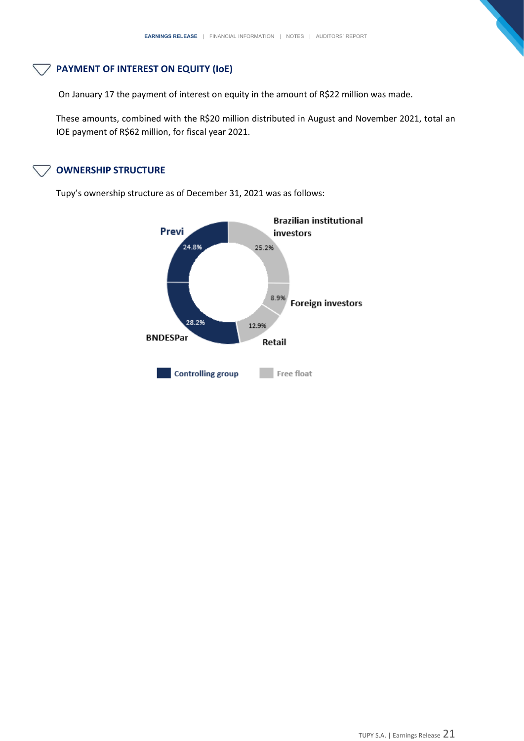## PAYMENT OF INTEREST ON EQUITY (IoE)

On January 17 the payment of interest on equity in the amount of R$22 million was made.

These amounts, combined with the R$20 million distributed in August and November 2021, total an IOE payment of R$62 million, for fiscal year 2021.

## OWNERSHIP STRUCTURE

Tupy's ownership structure as of December 31, 2021 was as follows:

| Shareholder | Group | % |
|---|---|---|
| Previ | Controlling group | 24.8% |
| BNDESPar | Controlling group | 28.2% |
| Brazilian institutional investors | Free float | 25.2% |
| Foreign investors | Free float | 8.9% |
| Retail | Free float | 12.9% |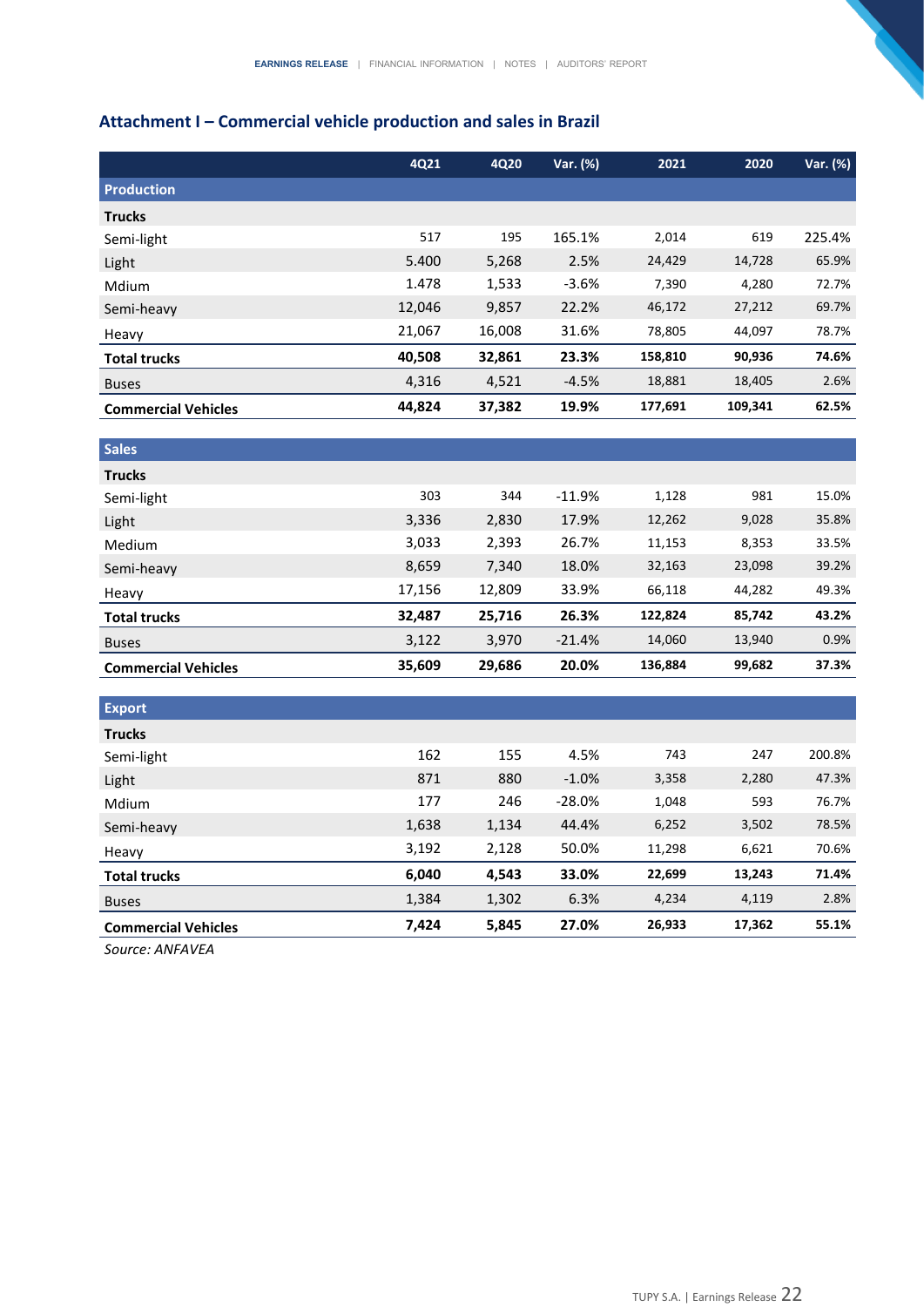## Attachment I – Commercial vehicle production and sales in Brazil

| | 4Q21 | 4Q20 | Var. (%) | 2021 | 2020 | Var. (%) |
|---|---|---|---|---|---|---|
| **Production** | | | | | | |
| **Trucks** | | | | | | |
| Semi-light | 517 | 195 | 165.1% | 2,014 | 619 | 225.4% |
| Light | 5.400 | 5,268 | 2.5% | 24,429 | 14,728 | 65.9% |
| Mdium | 1.478 | 1,533 | -3.6% | 7,390 | 4,280 | 72.7% |
| Semi-heavy | 12,046 | 9,857 | 22.2% | 46,172 | 27,212 | 69.7% |
| Heavy | 21,067 | 16,008 | 31.6% | 78,805 | 44,097 | 78.7% |
| **Total trucks** | **40,508** | **32,861** | **23.3%** | **158,810** | **90,936** | **74.6%** |
| Buses | 4,316 | 4,521 | -4.5% | 18,881 | 18,405 | 2.6% |
| **Commercial Vehicles** | **44,824** | **37,382** | **19.9%** | **177,691** | **109,341** | **62.5%** |
| **Sales** | | | | | | |
| **Trucks** | | | | | | |
| Semi-light | 303 | 344 | -11.9% | 1,128 | 981 | 15.0% |
| Light | 3,336 | 2,830 | 17.9% | 12,262 | 9,028 | 35.8% |
| Medium | 3,033 | 2,393 | 26.7% | 11,153 | 8,353 | 33.5% |
| Semi-heavy | 8,659 | 7,340 | 18.0% | 32,163 | 23,098 | 39.2% |
| Heavy | 17,156 | 12,809 | 33.9% | 66,118 | 44,282 | 49.3% |
| **Total trucks** | **32,487** | **25,716** | **26.3%** | **122,824** | **85,742** | **43.2%** |
| Buses | 3,122 | 3,970 | -21.4% | 14,060 | 13,940 | 0.9% |
| **Commercial Vehicles** | **35,609** | **29,686** | **20.0%** | **136,884** | **99,682** | **37.3%** |
| **Export** | | | | | | |
| **Trucks** | | | | | | |
| Semi-light | 162 | 155 | 4.5% | 743 | 247 | 200.8% |
| Light | 871 | 880 | -1.0% | 3,358 | 2,280 | 47.3% |
| Mdium | 177 | 246 | -28.0% | 1,048 | 593 | 76.7% |
| Semi-heavy | 1,638 | 1,134 | 44.4% | 6,252 | 3,502 | 78.5% |
| Heavy | 3,192 | 2,128 | 50.0% | 11,298 | 6,621 | 70.6% |
| **Total trucks** | **6,040** | **4,543** | **33.0%** | **22,699** | **13,243** | **71.4%** |
| Buses | 1,384 | 1,302 | 6.3% | 4,234 | 4,119 | 2.8% |
| **Commercial Vehicles** | **7,424** | **5,845** | **27.0%** | **26,933** | **17,362** | **55.1%** |

*Source: ANFAVEA*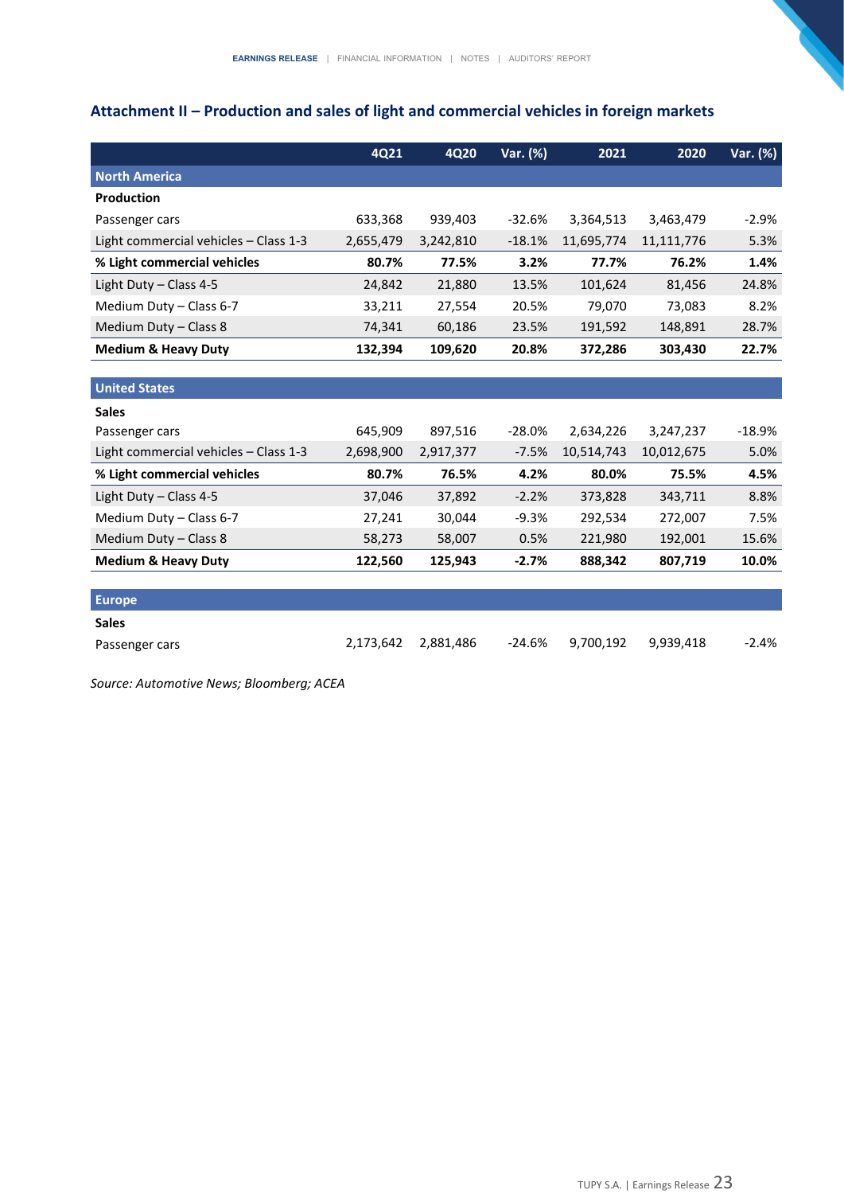## Attachment II – Production and sales of light and commercial vehicles in foreign markets

| | 4Q21 | 4Q20 | Var. (%) | 2021 | 2020 | Var. (%) |
|---|---|---|---|---|---|---|
| **North America** | | | | | | |
| **Production** | | | | | | |
| Passenger cars | 633,368 | 939,403 | -32.6% | 3,364,513 | 3,463,479 | -2.9% |
| Light commercial vehicles – Class 1-3 | 2,655,479 | 3,242,810 | -18.1% | 11,695,774 | 11,111,776 | 5.3% |
| **% Light commercial vehicles** | **80.7%** | **77.5%** | **3.2%** | **77.7%** | **76.2%** | **1.4%** |
| Light Duty – Class 4-5 | 24,842 | 21,880 | 13.5% | 101,624 | 81,456 | 24.8% |
| Medium Duty – Class 6-7 | 33,211 | 27,554 | 20.5% | 79,070 | 73,083 | 8.2% |
| Medium Duty – Class 8 | 74,341 | 60,186 | 23.5% | 191,592 | 148,891 | 28.7% |
| **Medium & Heavy Duty** | **132,394** | **109,620** | **20.8%** | **372,286** | **303,430** | **22.7%** |
| **United States** | | | | | | |
| **Sales** | | | | | | |
| Passenger cars | 645,909 | 897,516 | -28.0% | 2,634,226 | 3,247,237 | -18.9% |
| Light commercial vehicles – Class 1-3 | 2,698,900 | 2,917,377 | -7.5% | 10,514,743 | 10,012,675 | 5.0% |
| **% Light commercial vehicles** | **80.7%** | **76.5%** | **4.2%** | **80.0%** | **75.5%** | **4.5%** |
| Light Duty – Class 4-5 | 37,046 | 37,892 | -2.2% | 373,828 | 343,711 | 8.8% |
| Medium Duty – Class 6-7 | 27,241 | 30,044 | -9.3% | 292,534 | 272,007 | 7.5% |
| Medium Duty – Class 8 | 58,273 | 58,007 | 0.5% | 221,980 | 192,001 | 15.6% |
| **Medium & Heavy Duty** | **122,560** | **125,943** | **-2.7%** | **888,342** | **807,719** | **10.0%** |
| **Europe** | | | | | | |
| **Sales** | | | | | | |
| Passenger cars | 2,173,642 | 2,881,486 | -24.6% | 9,700,192 | 9,939,418 | -2.4% |

*Source: Automotive News; Bloomberg; ACEA*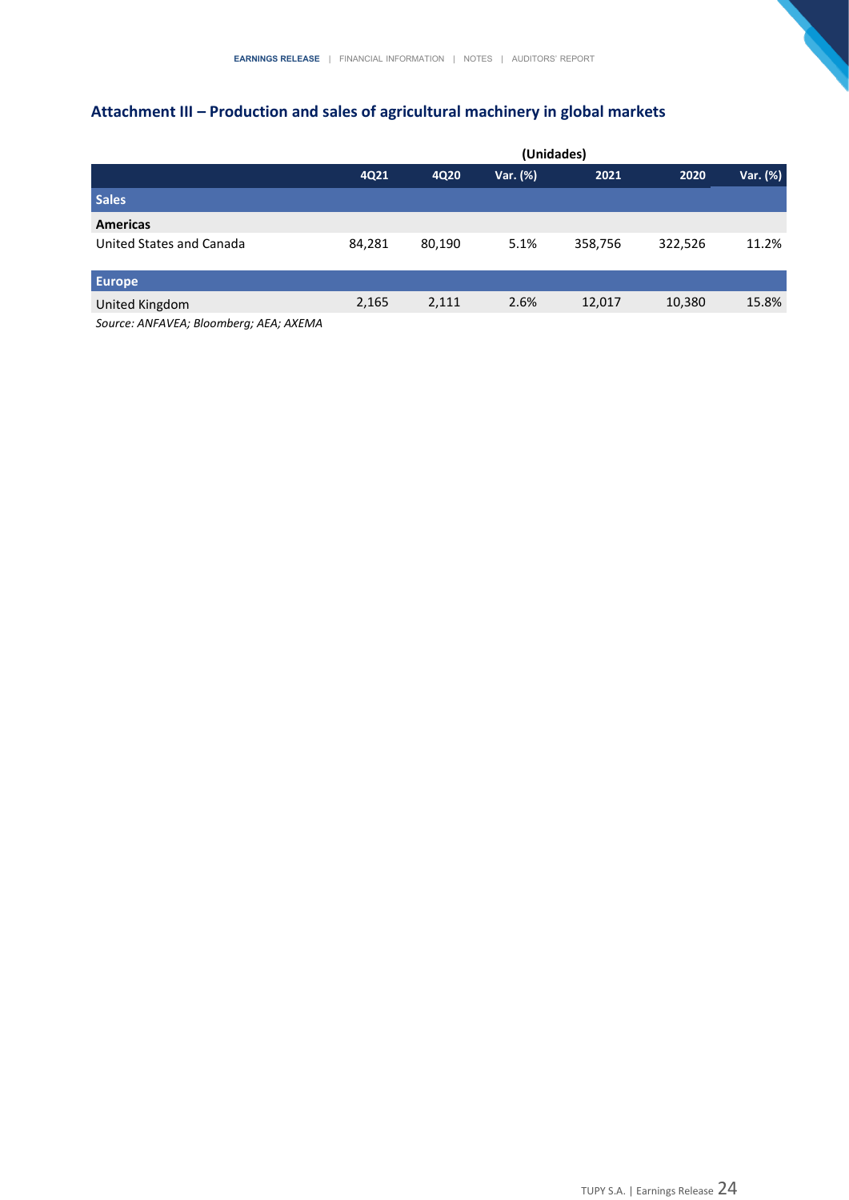## Attachment III – Production and sales of agricultural machinery in global markets

| | (Unidades) | | | | | |
|---|---|---|---|---|---|---|
| | 4Q21 | 4Q20 | Var. (%) | 2021 | 2020 | Var. (%) |
| **Sales** | | | | | | |
| **Americas** | | | | | | |
| United States and Canada | 84,281 | 80,190 | 5.1% | 358,756 | 322,526 | 11.2% |
| **Europe** | | | | | | |
| United Kingdom | 2,165 | 2,111 | 2.6% | 12,017 | 10,380 | 15.8% |

*Source: ANFAVEA; Bloomberg; AEA; AXEMA*